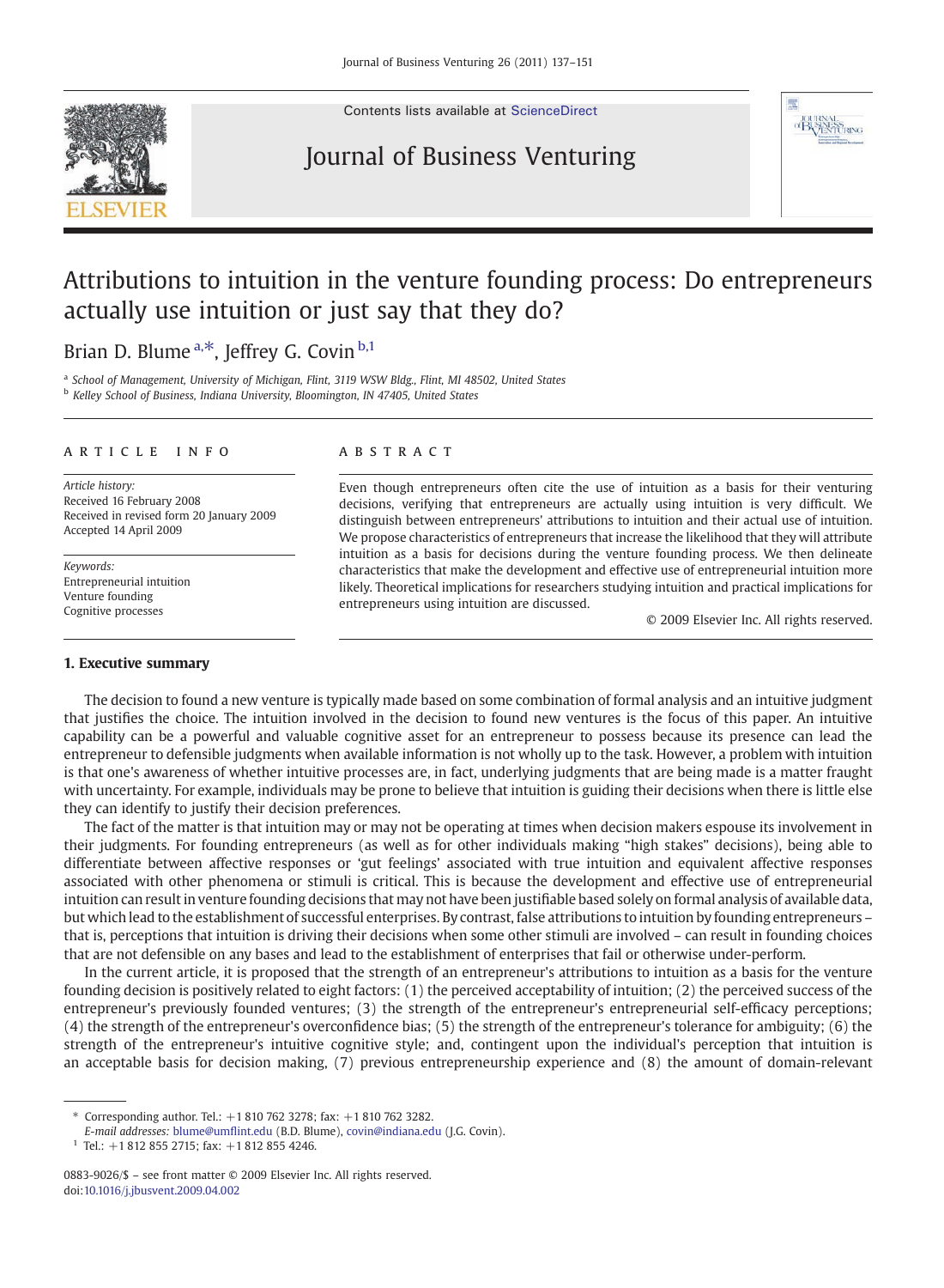Contents lists available at ScienceDirect

# Journal of Business Venturing

# Attributions to intuition in the venture founding process: Do entrepreneurs actually use intuition or just say that they do?

Brian D. Blume [a,*], Jeffrey G. Covin [b,1]

[a] School of Management, University of Michigan, Flint, 3119 WSW Bldg., Flint, MI 48502, United States
[b] Kelley School of Business, Indiana University, Bloomington, IN 47405, United States

**ARTICLE INFO**

*Article history:*
Received 16 February 2008
Received in revised form 20 January 2009
Accepted 14 April 2009

*Keywords:*
Entrepreneurial intuition
Venture founding
Cognitive processes

**ABSTRACT**

Even though entrepreneurs often cite the use of intuition as a basis for their venturing decisions, verifying that entrepreneurs are actually using intuition is very difficult. We distinguish between entrepreneurs' attributions to intuition and their actual use of intuition. We propose characteristics of entrepreneurs that increase the likelihood that they will attribute intuition as a basis for decisions during the venture founding process. We then delineate characteristics that make the development and effective use of entrepreneurial intuition more likely. Theoretical implications for researchers studying intuition and practical implications for entrepreneurs using intuition are discussed.

© 2009 Elsevier Inc. All rights reserved.

## 1. Executive summary

The decision to found a new venture is typically made based on some combination of formal analysis and an intuitive judgment that justifies the choice. The intuition involved in the decision to found new ventures is the focus of this paper. An intuitive capability can be a powerful and valuable cognitive asset for an entrepreneur to possess because its presence can lead the entrepreneur to defensible judgments when available information is not wholly up to the task. However, a problem with intuition is that one's awareness of whether intuitive processes are, in fact, underlying judgments that are being made is a matter fraught with uncertainty. For example, individuals may be prone to believe that intuition is guiding their decisions when there is little else they can identify to justify their decision preferences.

The fact of the matter is that intuition may or may not be operating at times when decision makers espouse its involvement in their judgments. For founding entrepreneurs (as well as for other individuals making "high stakes" decisions), being able to differentiate between affective responses or 'gut feelings' associated with true intuition and equivalent affective responses associated with other phenomena or stimuli is critical. This is because the development and effective use of entrepreneurial intuition can result in venture founding decisions that may not have been justifiable based solely on formal analysis of available data, but which lead to the establishment of successful enterprises. By contrast, false attributions to intuition by founding entrepreneurs – that is, perceptions that intuition is driving their decisions when some other stimuli are involved – can result in founding choices that are not defensible on any bases and lead to the establishment of enterprises that fail or otherwise under-perform.

In the current article, it is proposed that the strength of an entrepreneur's attributions to intuition as a basis for the venture founding decision is positively related to eight factors: (1) the perceived acceptability of intuition; (2) the perceived success of the entrepreneur's previously founded ventures; (3) the strength of the entrepreneur's entrepreneurial self-efficacy perceptions; (4) the strength of the entrepreneur's overconfidence bias; (5) the strength of the entrepreneur's tolerance for ambiguity; (6) the strength of the entrepreneur's intuitive cognitive style; and, contingent upon the individual's perception that intuition is an acceptable basis for decision making, (7) previous entrepreneurship experience and (8) the amount of domain-relevant

\* Corresponding author. Tel.: +1 810 762 3278; fax: +1 810 762 3282.
*E-mail addresses:* blume@umflint.edu (B.D. Blume), covin@indiana.edu (J.G. Covin).
[1] Tel.: +1 812 855 2715; fax: +1 812 855 4246.

0883-9026/$ – see front matter © 2009 Elsevier Inc. All rights reserved.
doi:10.1016/j.jbusvent.2009.04.002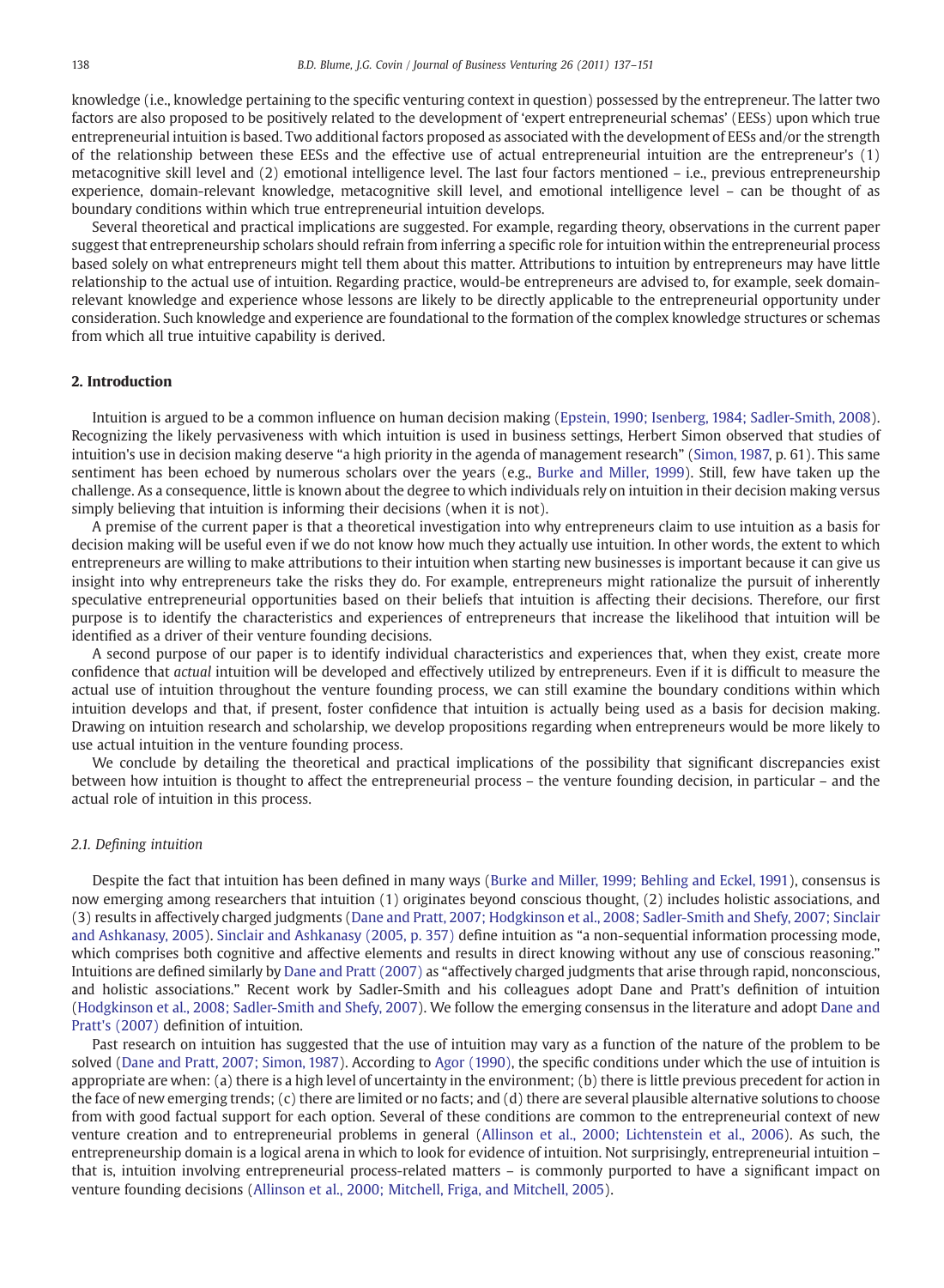knowledge (i.e., knowledge pertaining to the specific venturing context in question) possessed by the entrepreneur. The latter two factors are also proposed to be positively related to the development of 'expert entrepreneurial schemas' (EESs) upon which true entrepreneurial intuition is based. Two additional factors proposed as associated with the development of EESs and/or the strength of the relationship between these EESs and the effective use of actual entrepreneurial intuition are the entrepreneur's (1) metacognitive skill level and (2) emotional intelligence level. The last four factors mentioned – i.e., previous entrepreneurship experience, domain-relevant knowledge, metacognitive skill level, and emotional intelligence level – can be thought of as boundary conditions within which true entrepreneurial intuition develops.

Several theoretical and practical implications are suggested. For example, regarding theory, observations in the current paper suggest that entrepreneurship scholars should refrain from inferring a specific role for intuition within the entrepreneurial process based solely on what entrepreneurs might tell them about this matter. Attributions to intuition by entrepreneurs may have little relationship to the actual use of intuition. Regarding practice, would-be entrepreneurs are advised to, for example, seek domain-relevant knowledge and experience whose lessons are likely to be directly applicable to the entrepreneurial opportunity under consideration. Such knowledge and experience are foundational to the formation of the complex knowledge structures or schemas from which all true intuitive capability is derived.

## 2. Introduction

Intuition is argued to be a common influence on human decision making (Epstein, 1990; Isenberg, 1984; Sadler-Smith, 2008). Recognizing the likely pervasiveness with which intuition is used in business settings, Herbert Simon observed that studies of intuition's use in decision making deserve "a high priority in the agenda of management research" (Simon, 1987, p. 61). This same sentiment has been echoed by numerous scholars over the years (e.g., Burke and Miller, 1999). Still, few have taken up the challenge. As a consequence, little is known about the degree to which individuals rely on intuition in their decision making versus simply believing that intuition is informing their decisions (when it is not).

A premise of the current paper is that a theoretical investigation into why entrepreneurs claim to use intuition as a basis for decision making will be useful even if we do not know how much they actually use intuition. In other words, the extent to which entrepreneurs are willing to make attributions to their intuition when starting new businesses is important because it can give us insight into why entrepreneurs take the risks they do. For example, entrepreneurs might rationalize the pursuit of inherently speculative entrepreneurial opportunities based on their beliefs that intuition is affecting their decisions. Therefore, our first purpose is to identify the characteristics and experiences of entrepreneurs that increase the likelihood that intuition will be identified as a driver of their venture founding decisions.

A second purpose of our paper is to identify individual characteristics and experiences that, when they exist, create more confidence that *actual* intuition will be developed and effectively utilized by entrepreneurs. Even if it is difficult to measure the actual use of intuition throughout the venture founding process, we can still examine the boundary conditions within which intuition develops and that, if present, foster confidence that intuition is actually being used as a basis for decision making. Drawing on intuition research and scholarship, we develop propositions regarding when entrepreneurs would be more likely to use actual intuition in the venture founding process.

We conclude by detailing the theoretical and practical implications of the possibility that significant discrepancies exist between how intuition is thought to affect the entrepreneurial process – the venture founding decision, in particular – and the actual role of intuition in this process.

### 2.1. Defining intuition

Despite the fact that intuition has been defined in many ways (Burke and Miller, 1999; Behling and Eckel, 1991), consensus is now emerging among researchers that intuition (1) originates beyond conscious thought, (2) includes holistic associations, and (3) results in affectively charged judgments (Dane and Pratt, 2007; Hodgkinson et al., 2008; Sadler-Smith and Shefy, 2007; Sinclair and Ashkanasy, 2005). Sinclair and Ashkanasy (2005, p. 357) define intuition as "a non-sequential information processing mode, which comprises both cognitive and affective elements and results in direct knowing without any use of conscious reasoning." Intuitions are defined similarly by Dane and Pratt (2007) as "affectively charged judgments that arise through rapid, nonconscious, and holistic associations." Recent work by Sadler-Smith and his colleagues adopt Dane and Pratt's definition of intuition (Hodgkinson et al., 2008; Sadler-Smith and Shefy, 2007). We follow the emerging consensus in the literature and adopt Dane and Pratt's (2007) definition of intuition.

Past research on intuition has suggested that the use of intuition may vary as a function of the nature of the problem to be solved (Dane and Pratt, 2007; Simon, 1987). According to Agor (1990), the specific conditions under which the use of intuition is appropriate are when: (a) there is a high level of uncertainty in the environment; (b) there is little previous precedent for action in the face of new emerging trends; (c) there are limited or no facts; and (d) there are several plausible alternative solutions to choose from with good factual support for each option. Several of these conditions are common to the entrepreneurial context of new venture creation and to entrepreneurial problems in general (Allinson et al., 2000; Lichtenstein et al., 2006). As such, the entrepreneurship domain is a logical arena in which to look for evidence of intuition. Not surprisingly, entrepreneurial intuition – that is, intuition involving entrepreneurial process-related matters – is commonly purported to have a significant impact on venture founding decisions (Allinson et al., 2000; Mitchell, Friga, and Mitchell, 2005).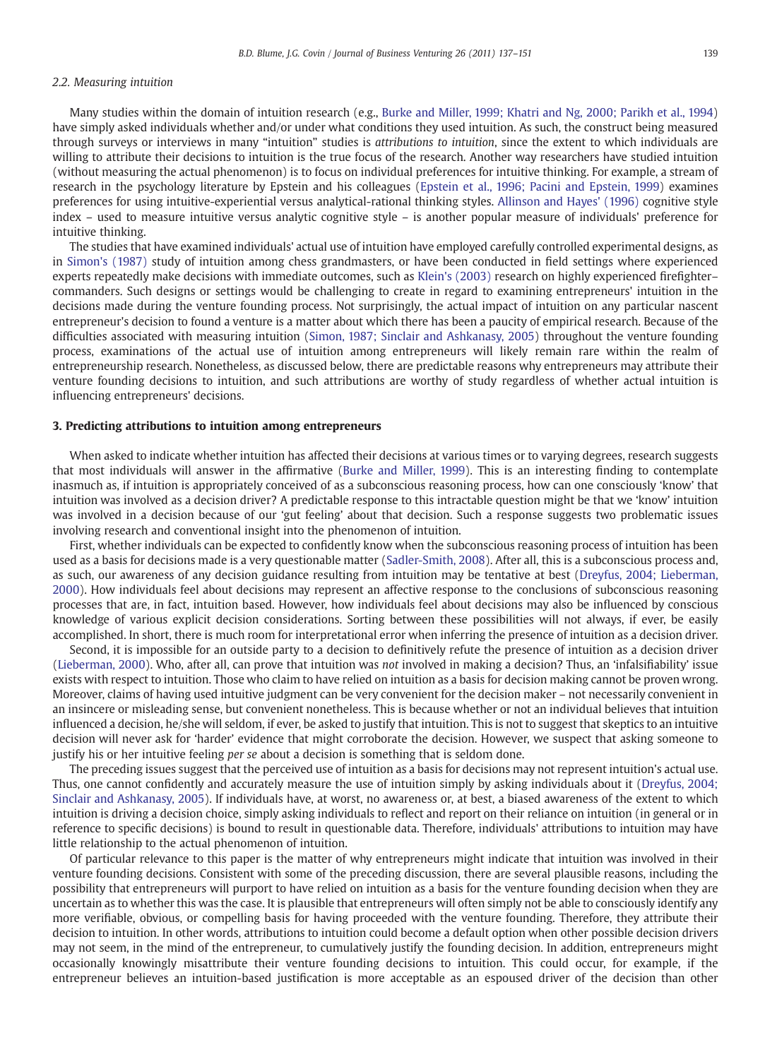### 2.2. Measuring intuition

Many studies within the domain of intuition research (e.g., Burke and Miller, 1999; Khatri and Ng, 2000; Parikh et al., 1994) have simply asked individuals whether and/or under what conditions they used intuition. As such, the construct being measured through surveys or interviews in many "intuition" studies is *attributions to intuition*, since the extent to which individuals are willing to attribute their decisions to intuition is the true focus of the research. Another way researchers have studied intuition (without measuring the actual phenomenon) is to focus on individual preferences for intuitive thinking. For example, a stream of research in the psychology literature by Epstein and his colleagues (Epstein et al., 1996; Pacini and Epstein, 1999) examines preferences for using intuitive-experiential versus analytical-rational thinking styles. Allinson and Hayes' (1996) cognitive style index – used to measure intuitive versus analytic cognitive style – is another popular measure of individuals' preference for intuitive thinking.

The studies that have examined individuals' actual use of intuition have employed carefully controlled experimental designs, as in Simon's (1987) study of intuition among chess grandmasters, or have been conducted in field settings where experienced experts repeatedly make decisions with immediate outcomes, such as Klein's (2003) research on highly experienced firefighter–commanders. Such designs or settings would be challenging to create in regard to examining entrepreneurs' intuition in the decisions made during the venture founding process. Not surprisingly, the actual impact of intuition on any particular nascent entrepreneur's decision to found a venture is a matter about which there has been a paucity of empirical research. Because of the difficulties associated with measuring intuition (Simon, 1987; Sinclair and Ashkanasy, 2005) throughout the venture founding process, examinations of the actual use of intuition among entrepreneurs will likely remain rare within the realm of entrepreneurship research. Nonetheless, as discussed below, there are predictable reasons why entrepreneurs may attribute their venture founding decisions to intuition, and such attributions are worthy of study regardless of whether actual intuition is influencing entrepreneurs' decisions.

## 3. Predicting attributions to intuition among entrepreneurs

When asked to indicate whether intuition has affected their decisions at various times or to varying degrees, research suggests that most individuals will answer in the affirmative (Burke and Miller, 1999). This is an interesting finding to contemplate inasmuch as, if intuition is appropriately conceived of as a subconscious reasoning process, how can one consciously 'know' that intuition was involved as a decision driver? A predictable response to this intractable question might be that we 'know' intuition was involved in a decision because of our 'gut feeling' about that decision. Such a response suggests two problematic issues involving research and conventional insight into the phenomenon of intuition.

First, whether individuals can be expected to confidently know when the subconscious reasoning process of intuition has been used as a basis for decisions made is a very questionable matter (Sadler-Smith, 2008). After all, this is a subconscious process and, as such, our awareness of any decision guidance resulting from intuition may be tentative at best (Dreyfus, 2004; Lieberman, 2000). How individuals feel about decisions may represent an affective response to the conclusions of subconscious reasoning processes that are, in fact, intuition based. However, how individuals feel about decisions may also be influenced by conscious knowledge of various explicit decision considerations. Sorting between these possibilities will not always, if ever, be easily accomplished. In short, there is much room for interpretational error when inferring the presence of intuition as a decision driver.

Second, it is impossible for an outside party to a decision to definitively refute the presence of intuition as a decision driver (Lieberman, 2000). Who, after all, can prove that intuition was *not* involved in making a decision? Thus, an 'infalsifiability' issue exists with respect to intuition. Those who claim to have relied on intuition as a basis for decision making cannot be proven wrong. Moreover, claims of having used intuitive judgment can be very convenient for the decision maker – not necessarily convenient in an insincere or misleading sense, but convenient nonetheless. This is because whether or not an individual believes that intuition influenced a decision, he/she will seldom, if ever, be asked to justify that intuition. This is not to suggest that skeptics to an intuitive decision will never ask for 'harder' evidence that might corroborate the decision. However, we suspect that asking someone to justify his or her intuitive feeling *per se* about a decision is something that is seldom done.

The preceding issues suggest that the perceived use of intuition as a basis for decisions may not represent intuition's actual use. Thus, one cannot confidently and accurately measure the use of intuition simply by asking individuals about it (Dreyfus, 2004; Sinclair and Ashkanasy, 2005). If individuals have, at worst, no awareness or, at best, a biased awareness of the extent to which intuition is driving a decision choice, simply asking individuals to reflect and report on their reliance on intuition (in general or in reference to specific decisions) is bound to result in questionable data. Therefore, individuals' attributions to intuition may have little relationship to the actual phenomenon of intuition.

Of particular relevance to this paper is the matter of why entrepreneurs might indicate that intuition was involved in their venture founding decisions. Consistent with some of the preceding discussion, there are several plausible reasons, including the possibility that entrepreneurs will purport to have relied on intuition as a basis for the venture founding decision when they are uncertain as to whether this was the case. It is plausible that entrepreneurs will often simply not be able to consciously identify any more verifiable, obvious, or compelling basis for having proceeded with the venture founding. Therefore, they attribute their decision to intuition. In other words, attributions to intuition could become a default option when other possible decision drivers may not seem, in the mind of the entrepreneur, to cumulatively justify the founding decision. In addition, entrepreneurs might occasionally knowingly misattribute their venture founding decisions to intuition. This could occur, for example, if the entrepreneur believes an intuition-based justification is more acceptable as an espoused driver of the decision than other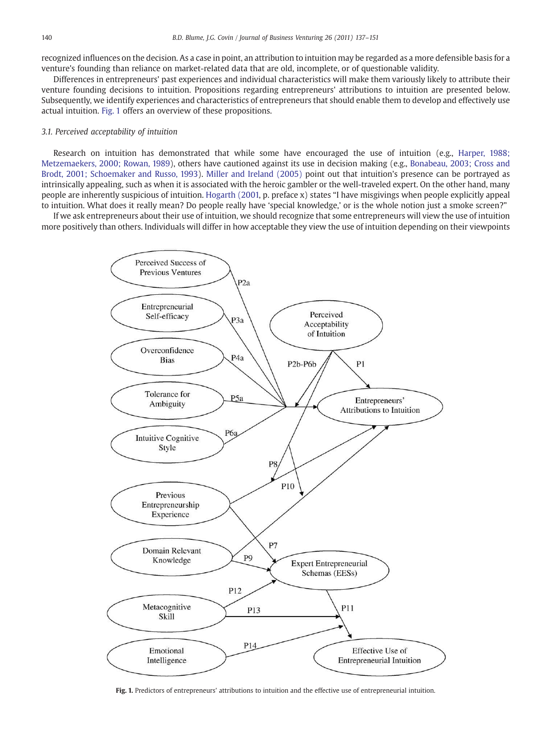recognized influences on the decision. As a case in point, an attribution to intuition may be regarded as a more defensible basis for a venture's founding than reliance on market-related data that are old, incomplete, or of questionable validity.

Differences in entrepreneurs' past experiences and individual characteristics will make them variously likely to attribute their venture founding decisions to intuition. Propositions regarding entrepreneurs' attributions to intuition are presented below. Subsequently, we identify experiences and characteristics of entrepreneurs that should enable them to develop and effectively use actual intuition. Fig. 1 offers an overview of these propositions.

### 3.1. Perceived acceptability of intuition

Research on intuition has demonstrated that while some have encouraged the use of intuition (e.g., Harper, 1988; Metzemaekers, 2000; Rowan, 1989), others have cautioned against its use in decision making (e.g., Bonabeau, 2003; Cross and Brodt, 2001; Schoemaker and Russo, 1993). Miller and Ireland (2005) point out that intuition's presence can be portrayed as intrinsically appealing, such as when it is associated with the heroic gambler or the well-traveled expert. On the other hand, many people are inherently suspicious of intuition. Hogarth (2001, p. preface x) states "I have misgivings when people explicitly appeal to intuition. What does it really mean? Do people really have 'special knowledge,' or is the whole notion just a smoke screen?"

If we ask entrepreneurs about their use of intuition, we should recognize that some entrepreneurs will view the use of intuition more positively than others. Individuals will differ in how acceptable they view the use of intuition depending on their viewpoints

**Fig. 1.** Predictors of entrepreneurs' attributions to intuition and the effective use of entrepreneurial intuition.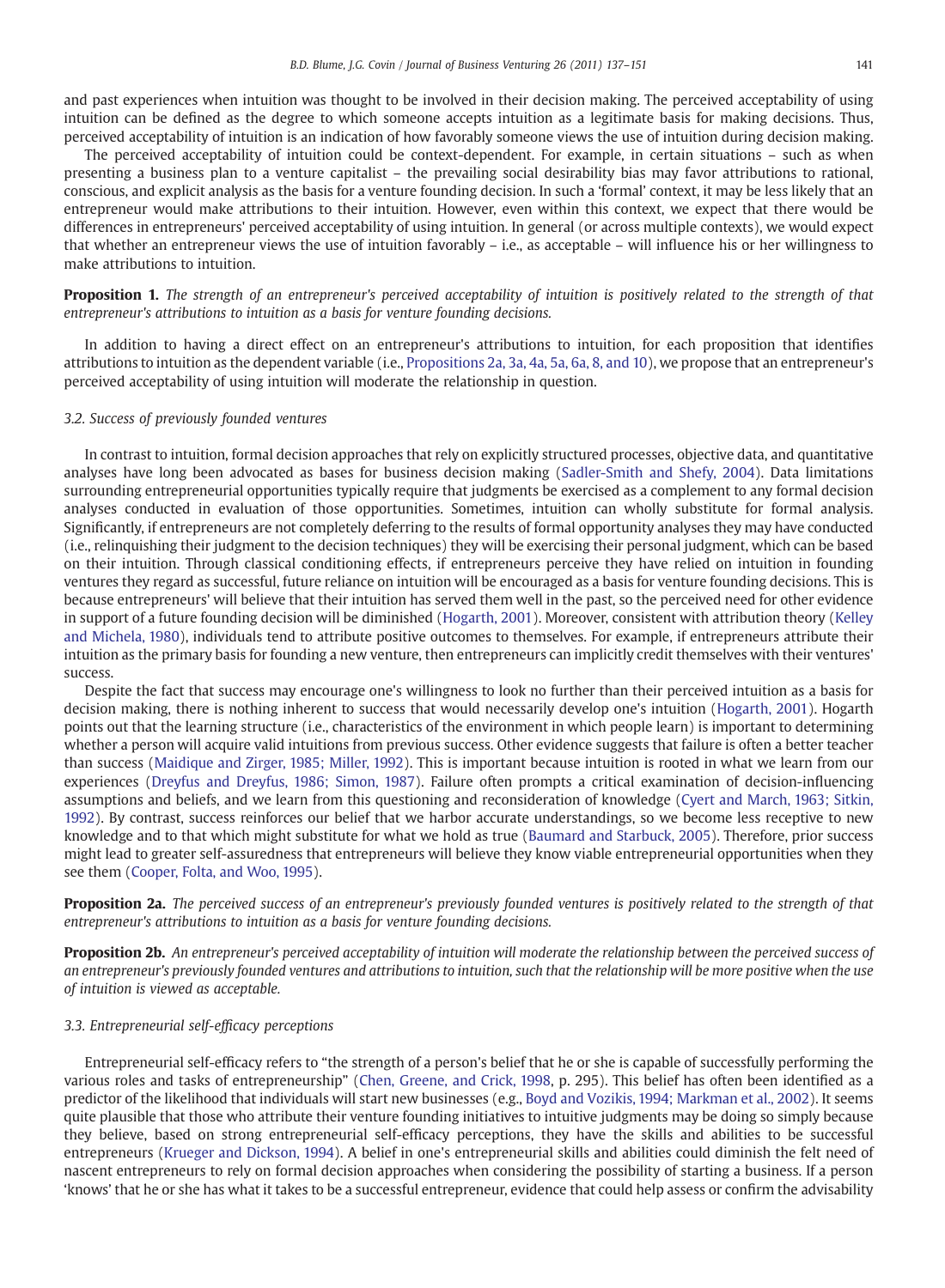and past experiences when intuition was thought to be involved in their decision making. The perceived acceptability of using intuition can be defined as the degree to which someone accepts intuition as a legitimate basis for making decisions. Thus, perceived acceptability of intuition is an indication of how favorably someone views the use of intuition during decision making.

The perceived acceptability of intuition could be context-dependent. For example, in certain situations – such as when presenting a business plan to a venture capitalist – the prevailing social desirability bias may favor attributions to rational, conscious, and explicit analysis as the basis for a venture founding decision. In such a 'formal' context, it may be less likely that an entrepreneur would make attributions to their intuition. However, even within this context, we expect that there would be differences in entrepreneurs' perceived acceptability of using intuition. In general (or across multiple contexts), we would expect that whether an entrepreneur views the use of intuition favorably – i.e., as acceptable – will influence his or her willingness to make attributions to intuition.

**Proposition 1.** *The strength of an entrepreneur's perceived acceptability of intuition is positively related to the strength of that entrepreneur's attributions to intuition as a basis for venture founding decisions.*

In addition to having a direct effect on an entrepreneur's attributions to intuition, for each proposition that identifies attributions to intuition as the dependent variable (i.e., Propositions 2a, 3a, 4a, 5a, 6a, 8, and 10), we propose that an entrepreneur's perceived acceptability of using intuition will moderate the relationship in question.

### 3.2. Success of previously founded ventures

In contrast to intuition, formal decision approaches that rely on explicitly structured processes, objective data, and quantitative analyses have long been advocated as bases for business decision making (Sadler-Smith and Shefy, 2004). Data limitations surrounding entrepreneurial opportunities typically require that judgments be exercised as a complement to any formal decision analyses conducted in evaluation of those opportunities. Sometimes, intuition can wholly substitute for formal analysis. Significantly, if entrepreneurs are not completely deferring to the results of formal opportunity analyses they may have conducted (i.e., relinquishing their judgment to the decision techniques) they will be exercising their personal judgment, which can be based on their intuition. Through classical conditioning effects, if entrepreneurs perceive they have relied on intuition in founding ventures they regard as successful, future reliance on intuition will be encouraged as a basis for venture founding decisions. This is because entrepreneurs' will believe that their intuition has served them well in the past, so the perceived need for other evidence in support of a future founding decision will be diminished (Hogarth, 2001). Moreover, consistent with attribution theory (Kelley and Michela, 1980), individuals tend to attribute positive outcomes to themselves. For example, if entrepreneurs attribute their intuition as the primary basis for founding a new venture, then entrepreneurs can implicitly credit themselves with their ventures' success.

Despite the fact that success may encourage one's willingness to look no further than their perceived intuition as a basis for decision making, there is nothing inherent to success that would necessarily develop one's intuition (Hogarth, 2001). Hogarth points out that the learning structure (i.e., characteristics of the environment in which people learn) is important to determining whether a person will acquire valid intuitions from previous success. Other evidence suggests that failure is often a better teacher than success (Maidique and Zirger, 1985; Miller, 1992). This is important because intuition is rooted in what we learn from our experiences (Dreyfus and Dreyfus, 1986; Simon, 1987). Failure often prompts a critical examination of decision-influencing assumptions and beliefs, and we learn from this questioning and reconsideration of knowledge (Cyert and March, 1963; Sitkin, 1992). By contrast, success reinforces our belief that we harbor accurate understandings, so we become less receptive to new knowledge and to that which might substitute for what we hold as true (Baumard and Starbuck, 2005). Therefore, prior success might lead to greater self-assuredness that entrepreneurs will believe they know viable entrepreneurial opportunities when they see them (Cooper, Folta, and Woo, 1995).

**Proposition 2a.** *The perceived success of an entrepreneur's previously founded ventures is positively related to the strength of that entrepreneur's attributions to intuition as a basis for venture founding decisions.*

**Proposition 2b.** *An entrepreneur's perceived acceptability of intuition will moderate the relationship between the perceived success of an entrepreneur's previously founded ventures and attributions to intuition, such that the relationship will be more positive when the use of intuition is viewed as acceptable.*

### 3.3. Entrepreneurial self-efficacy perceptions

Entrepreneurial self-efficacy refers to "the strength of a person's belief that he or she is capable of successfully performing the various roles and tasks of entrepreneurship" (Chen, Greene, and Crick, 1998, p. 295). This belief has often been identified as a predictor of the likelihood that individuals will start new businesses (e.g., Boyd and Vozikis, 1994; Markman et al., 2002). It seems quite plausible that those who attribute their venture founding initiatives to intuitive judgments may be doing so simply because they believe, based on strong entrepreneurial self-efficacy perceptions, they have the skills and abilities to be successful entrepreneurs (Krueger and Dickson, 1994). A belief in one's entrepreneurial skills and abilities could diminish the felt need of nascent entrepreneurs to rely on formal decision approaches when considering the possibility of starting a business. If a person 'knows' that he or she has what it takes to be a successful entrepreneur, evidence that could help assess or confirm the advisability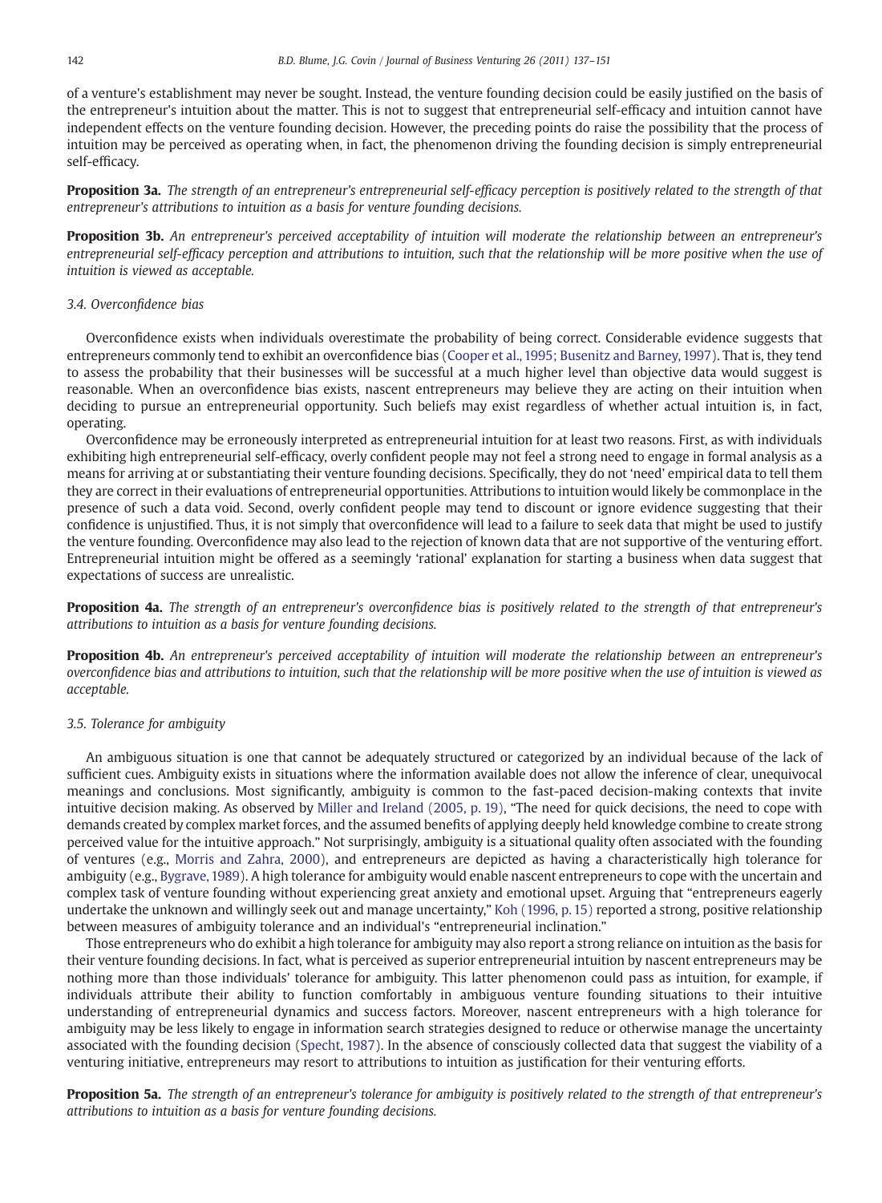of a venture's establishment may never be sought. Instead, the venture founding decision could be easily justified on the basis of the entrepreneur's intuition about the matter. This is not to suggest that entrepreneurial self-efficacy and intuition cannot have independent effects on the venture founding decision. However, the preceding points do raise the possibility that the process of intuition may be perceived as operating when, in fact, the phenomenon driving the founding decision is simply entrepreneurial self-efficacy.

**Proposition 3a.** *The strength of an entrepreneur's entrepreneurial self-efficacy perception is positively related to the strength of that entrepreneur's attributions to intuition as a basis for venture founding decisions.*

**Proposition 3b.** *An entrepreneur's perceived acceptability of intuition will moderate the relationship between an entrepreneur's entrepreneurial self-efficacy perception and attributions to intuition, such that the relationship will be more positive when the use of intuition is viewed as acceptable.*

### 3.4. Overconfidence bias

Overconfidence exists when individuals overestimate the probability of being correct. Considerable evidence suggests that entrepreneurs commonly tend to exhibit an overconfidence bias (Cooper et al., 1995; Busenitz and Barney, 1997). That is, they tend to assess the probability that their businesses will be successful at a much higher level than objective data would suggest is reasonable. When an overconfidence bias exists, nascent entrepreneurs may believe they are acting on their intuition when deciding to pursue an entrepreneurial opportunity. Such beliefs may exist regardless of whether actual intuition is, in fact, operating.

Overconfidence may be erroneously interpreted as entrepreneurial intuition for at least two reasons. First, as with individuals exhibiting high entrepreneurial self-efficacy, overly confident people may not feel a strong need to engage in formal analysis as a means for arriving at or substantiating their venture founding decisions. Specifically, they do not 'need' empirical data to tell them they are correct in their evaluations of entrepreneurial opportunities. Attributions to intuition would likely be commonplace in the presence of such a data void. Second, overly confident people may tend to discount or ignore evidence suggesting that their confidence is unjustified. Thus, it is not simply that overconfidence will lead to a failure to seek data that might be used to justify the venture founding. Overconfidence may also lead to the rejection of known data that are not supportive of the venturing effort. Entrepreneurial intuition might be offered as a seemingly 'rational' explanation for starting a business when data suggest that expectations of success are unrealistic.

**Proposition 4a.** *The strength of an entrepreneur's overconfidence bias is positively related to the strength of that entrepreneur's attributions to intuition as a basis for venture founding decisions.*

**Proposition 4b.** *An entrepreneur's perceived acceptability of intuition will moderate the relationship between an entrepreneur's overconfidence bias and attributions to intuition, such that the relationship will be more positive when the use of intuition is viewed as acceptable.*

### 3.5. Tolerance for ambiguity

An ambiguous situation is one that cannot be adequately structured or categorized by an individual because of the lack of sufficient cues. Ambiguity exists in situations where the information available does not allow the inference of clear, unequivocal meanings and conclusions. Most significantly, ambiguity is common to the fast-paced decision-making contexts that invite intuitive decision making. As observed by Miller and Ireland (2005, p. 19), "The need for quick decisions, the need to cope with demands created by complex market forces, and the assumed benefits of applying deeply held knowledge combine to create strong perceived value for the intuitive approach." Not surprisingly, ambiguity is a situational quality often associated with the founding of ventures (e.g., Morris and Zahra, 2000), and entrepreneurs are depicted as having a characteristically high tolerance for ambiguity (e.g., Bygrave, 1989). A high tolerance for ambiguity would enable nascent entrepreneurs to cope with the uncertain and complex task of venture founding without experiencing great anxiety and emotional upset. Arguing that "entrepreneurs eagerly undertake the unknown and willingly seek out and manage uncertainty," Koh (1996, p. 15) reported a strong, positive relationship between measures of ambiguity tolerance and an individual's "entrepreneurial inclination."

Those entrepreneurs who do exhibit a high tolerance for ambiguity may also report a strong reliance on intuition as the basis for their venture founding decisions. In fact, what is perceived as superior entrepreneurial intuition by nascent entrepreneurs may be nothing more than those individuals' tolerance for ambiguity. This latter phenomenon could pass as intuition, for example, if individuals attribute their ability to function comfortably in ambiguous venture founding situations to their intuitive understanding of entrepreneurial dynamics and success factors. Moreover, nascent entrepreneurs with a high tolerance for ambiguity may be less likely to engage in information search strategies designed to reduce or otherwise manage the uncertainty associated with the founding decision (Specht, 1987). In the absence of consciously collected data that suggest the viability of a venturing initiative, entrepreneurs may resort to attributions to intuition as justification for their venturing efforts.

**Proposition 5a.** *The strength of an entrepreneur's tolerance for ambiguity is positively related to the strength of that entrepreneur's attributions to intuition as a basis for venture founding decisions.*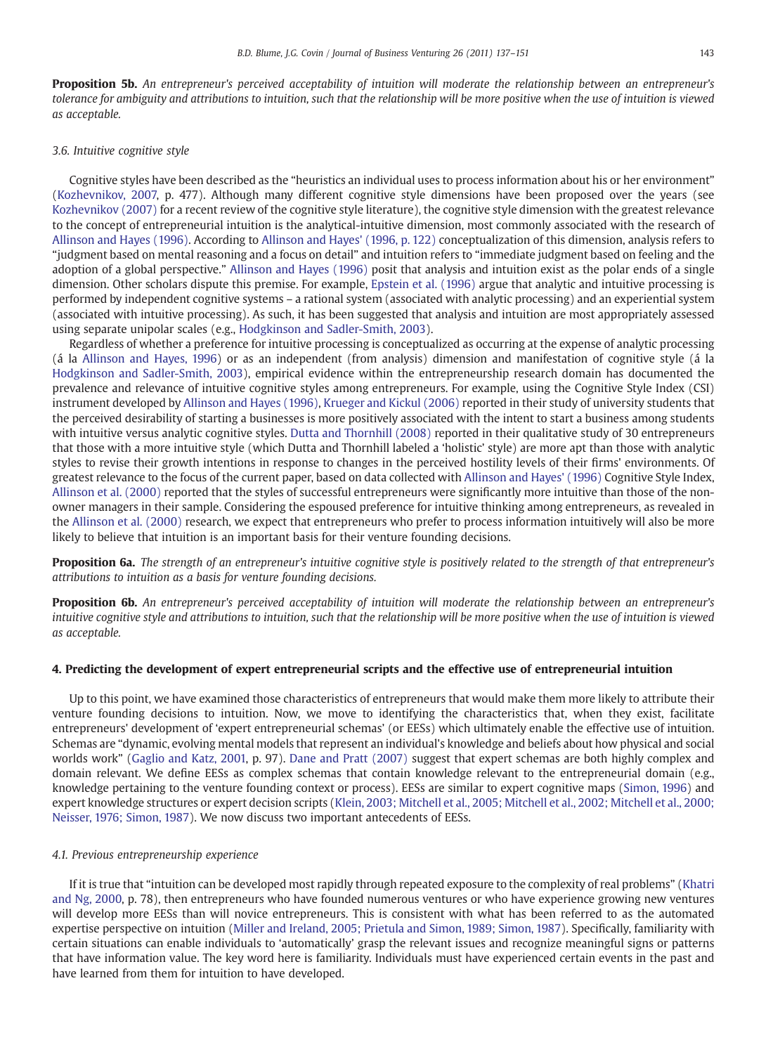**Proposition 5b.** *An entrepreneur's perceived acceptability of intuition will moderate the relationship between an entrepreneur's tolerance for ambiguity and attributions to intuition, such that the relationship will be more positive when the use of intuition is viewed as acceptable.*

### 3.6. Intuitive cognitive style

Cognitive styles have been described as the "heuristics an individual uses to process information about his or her environment" (Kozhevnikov, 2007, p. 477). Although many different cognitive style dimensions have been proposed over the years (see Kozhevnikov (2007) for a recent review of the cognitive style literature), the cognitive style dimension with the greatest relevance to the concept of entrepreneurial intuition is the analytical-intuitive dimension, most commonly associated with the research of Allinson and Hayes (1996). According to Allinson and Hayes' (1996, p. 122) conceptualization of this dimension, analysis refers to "judgment based on mental reasoning and a focus on detail" and intuition refers to "immediate judgment based on feeling and the adoption of a global perspective." Allinson and Hayes (1996) posit that analysis and intuition exist as the polar ends of a single dimension. Other scholars dispute this premise. For example, Epstein et al. (1996) argue that analytic and intuitive processing is performed by independent cognitive systems – a rational system (associated with analytic processing) and an experiential system (associated with intuitive processing). As such, it has been suggested that analysis and intuition are most appropriately assessed using separate unipolar scales (e.g., Hodgkinson and Sadler-Smith, 2003).

Regardless of whether a preference for intuitive processing is conceptualized as occurring at the expense of analytic processing (á la Allinson and Hayes, 1996) or as an independent (from analysis) dimension and manifestation of cognitive style (á la Hodgkinson and Sadler-Smith, 2003), empirical evidence within the entrepreneurship research domain has documented the prevalence and relevance of intuitive cognitive styles among entrepreneurs. For example, using the Cognitive Style Index (CSI) instrument developed by Allinson and Hayes (1996), Krueger and Kickul (2006) reported in their study of university students that the perceived desirability of starting a businesses is more positively associated with the intent to start a business among students with intuitive versus analytic cognitive styles. Dutta and Thornhill (2008) reported in their qualitative study of 30 entrepreneurs that those with a more intuitive style (which Dutta and Thornhill labeled a 'holistic' style) are more apt than those with analytic styles to revise their growth intentions in response to changes in the perceived hostility levels of their firms' environments. Of greatest relevance to the focus of the current paper, based on data collected with Allinson and Hayes' (1996) Cognitive Style Index, Allinson et al. (2000) reported that the styles of successful entrepreneurs were significantly more intuitive than those of the non-owner managers in their sample. Considering the espoused preference for intuitive thinking among entrepreneurs, as revealed in the Allinson et al. (2000) research, we expect that entrepreneurs who prefer to process information intuitively will also be more likely to believe that intuition is an important basis for their venture founding decisions.

**Proposition 6a.** *The strength of an entrepreneur's intuitive cognitive style is positively related to the strength of that entrepreneur's attributions to intuition as a basis for venture founding decisions.*

**Proposition 6b.** *An entrepreneur's perceived acceptability of intuition will moderate the relationship between an entrepreneur's intuitive cognitive style and attributions to intuition, such that the relationship will be more positive when the use of intuition is viewed as acceptable.*

## 4. Predicting the development of expert entrepreneurial scripts and the effective use of entrepreneurial intuition

Up to this point, we have examined those characteristics of entrepreneurs that would make them more likely to attribute their venture founding decisions to intuition. Now, we move to identifying the characteristics that, when they exist, facilitate entrepreneurs' development of 'expert entrepreneurial schemas' (or EESs) which ultimately enable the effective use of intuition. Schemas are "dynamic, evolving mental models that represent an individual's knowledge and beliefs about how physical and social worlds work" (Gaglio and Katz, 2001, p. 97). Dane and Pratt (2007) suggest that expert schemas are both highly complex and domain relevant. We define EESs as complex schemas that contain knowledge relevant to the entrepreneurial domain (e.g., knowledge pertaining to the venture founding context or process). EESs are similar to expert cognitive maps (Simon, 1996) and expert knowledge structures or expert decision scripts (Klein, 2003; Mitchell et al., 2005; Mitchell et al., 2002; Mitchell et al., 2000; Neisser, 1976; Simon, 1987). We now discuss two important antecedents of EESs.

### 4.1. Previous entrepreneurship experience

If it is true that "intuition can be developed most rapidly through repeated exposure to the complexity of real problems" (Khatri and Ng, 2000, p. 78), then entrepreneurs who have founded numerous ventures or who have experience growing new ventures will develop more EESs than will novice entrepreneurs. This is consistent with what has been referred to as the automated expertise perspective on intuition (Miller and Ireland, 2005; Prietula and Simon, 1989; Simon, 1987). Specifically, familiarity with certain situations can enable individuals to 'automatically' grasp the relevant issues and recognize meaningful signs or patterns that have information value. The key word here is familiarity. Individuals must have experienced certain events in the past and have learned from them for intuition to have developed.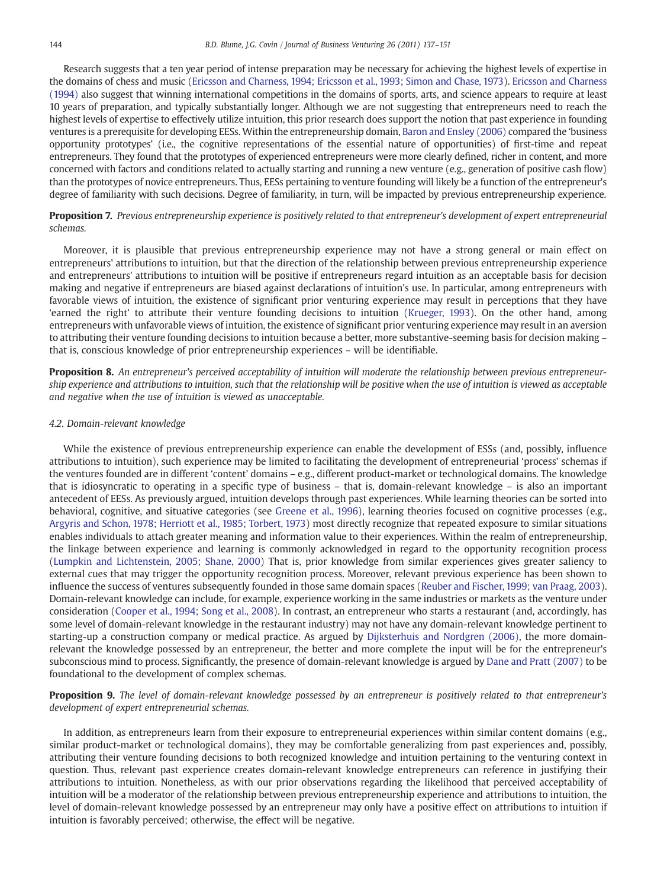Research suggests that a ten year period of intense preparation may be necessary for achieving the highest levels of expertise in the domains of chess and music (Ericsson and Charness, 1994; Ericsson et al., 1993; Simon and Chase, 1973). Ericsson and Charness (1994) also suggest that winning international competitions in the domains of sports, arts, and science appears to require at least 10 years of preparation, and typically substantially longer. Although we are not suggesting that entrepreneurs need to reach the highest levels of expertise to effectively utilize intuition, this prior research does support the notion that past experience in founding ventures is a prerequisite for developing EESs. Within the entrepreneurship domain, Baron and Ensley (2006) compared the 'business opportunity prototypes' (i.e., the cognitive representations of the essential nature of opportunities) of first-time and repeat entrepreneurs. They found that the prototypes of experienced entrepreneurs were more clearly defined, richer in content, and more concerned with factors and conditions related to actually starting and running a new venture (e.g., generation of positive cash flow) than the prototypes of novice entrepreneurs. Thus, EESs pertaining to venture founding will likely be a function of the entrepreneur's degree of familiarity with such decisions. Degree of familiarity, in turn, will be impacted by previous entrepreneurship experience.

**Proposition 7.** *Previous entrepreneurship experience is positively related to that entrepreneur's development of expert entrepreneurial schemas.*

Moreover, it is plausible that previous entrepreneurship experience may not have a strong general or main effect on entrepreneurs' attributions to intuition, but that the direction of the relationship between previous entrepreneurship experience and entrepreneurs' attributions to intuition will be positive if entrepreneurs regard intuition as an acceptable basis for decision making and negative if entrepreneurs are biased against declarations of intuition's use. In particular, among entrepreneurs with favorable views of intuition, the existence of significant prior venturing experience may result in perceptions that they have 'earned the right' to attribute their venture founding decisions to intuition (Krueger, 1993). On the other hand, among entrepreneurs with unfavorable views of intuition, the existence of significant prior venturing experience may result in an aversion to attributing their venture founding decisions to intuition because a better, more substantive-seeming basis for decision making – that is, conscious knowledge of prior entrepreneurship experiences – will be identifiable.

**Proposition 8.** *An entrepreneur's perceived acceptability of intuition will moderate the relationship between previous entrepreneurship experience and attributions to intuition, such that the relationship will be positive when the use of intuition is viewed as acceptable and negative when the use of intuition is viewed as unacceptable.*

### 4.2. Domain-relevant knowledge

While the existence of previous entrepreneurship experience can enable the development of ESSs (and, possibly, influence attributions to intuition), such experience may be limited to facilitating the development of entrepreneurial 'process' schemas if the ventures founded are in different 'content' domains – e.g., different product-market or technological domains. The knowledge that is idiosyncratic to operating in a specific type of business – that is, domain-relevant knowledge – is also an important antecedent of EESs. As previously argued, intuition develops through past experiences. While learning theories can be sorted into behavioral, cognitive, and situative categories (see Greene et al., 1996), learning theories focused on cognitive processes (e.g., Argyris and Schon, 1978; Herriott et al., 1985; Torbert, 1973) most directly recognize that repeated exposure to similar situations enables individuals to attach greater meaning and information value to their experiences. Within the realm of entrepreneurship, the linkage between experience and learning is commonly acknowledged in regard to the opportunity recognition process (Lumpkin and Lichtenstein, 2005; Shane, 2000) That is, prior knowledge from similar experiences gives greater saliency to external cues that may trigger the opportunity recognition process. Moreover, relevant previous experience has been shown to influence the success of ventures subsequently founded in those same domain spaces (Reuber and Fischer, 1999; van Praag, 2003). Domain-relevant knowledge can include, for example, experience working in the same industries or markets as the venture under consideration (Cooper et al., 1994; Song et al., 2008). In contrast, an entrepreneur who starts a restaurant (and, accordingly, has some level of domain-relevant knowledge in the restaurant industry) may not have any domain-relevant knowledge pertinent to starting-up a construction company or medical practice. As argued by Dijksterhuis and Nordgren (2006), the more domain-relevant the knowledge possessed by an entrepreneur, the better and more complete the input will be for the entrepreneur's subconscious mind to process. Significantly, the presence of domain-relevant knowledge is argued by Dane and Pratt (2007) to be foundational to the development of complex schemas.

**Proposition 9.** *The level of domain-relevant knowledge possessed by an entrepreneur is positively related to that entrepreneur's development of expert entrepreneurial schemas.*

In addition, as entrepreneurs learn from their exposure to entrepreneurial experiences within similar content domains (e.g., similar product-market or technological domains), they may be comfortable generalizing from past experiences and, possibly, attributing their venture founding decisions to both recognized knowledge and intuition pertaining to the venturing context in question. Thus, relevant past experience creates domain-relevant knowledge entrepreneurs can reference in justifying their attributions to intuition. Nonetheless, as with our prior observations regarding the likelihood that perceived acceptability of intuition will be a moderator of the relationship between previous entrepreneurship experience and attributions to intuition, the level of domain-relevant knowledge possessed by an entrepreneur may only have a positive effect on attributions to intuition if intuition is favorably perceived; otherwise, the effect will be negative.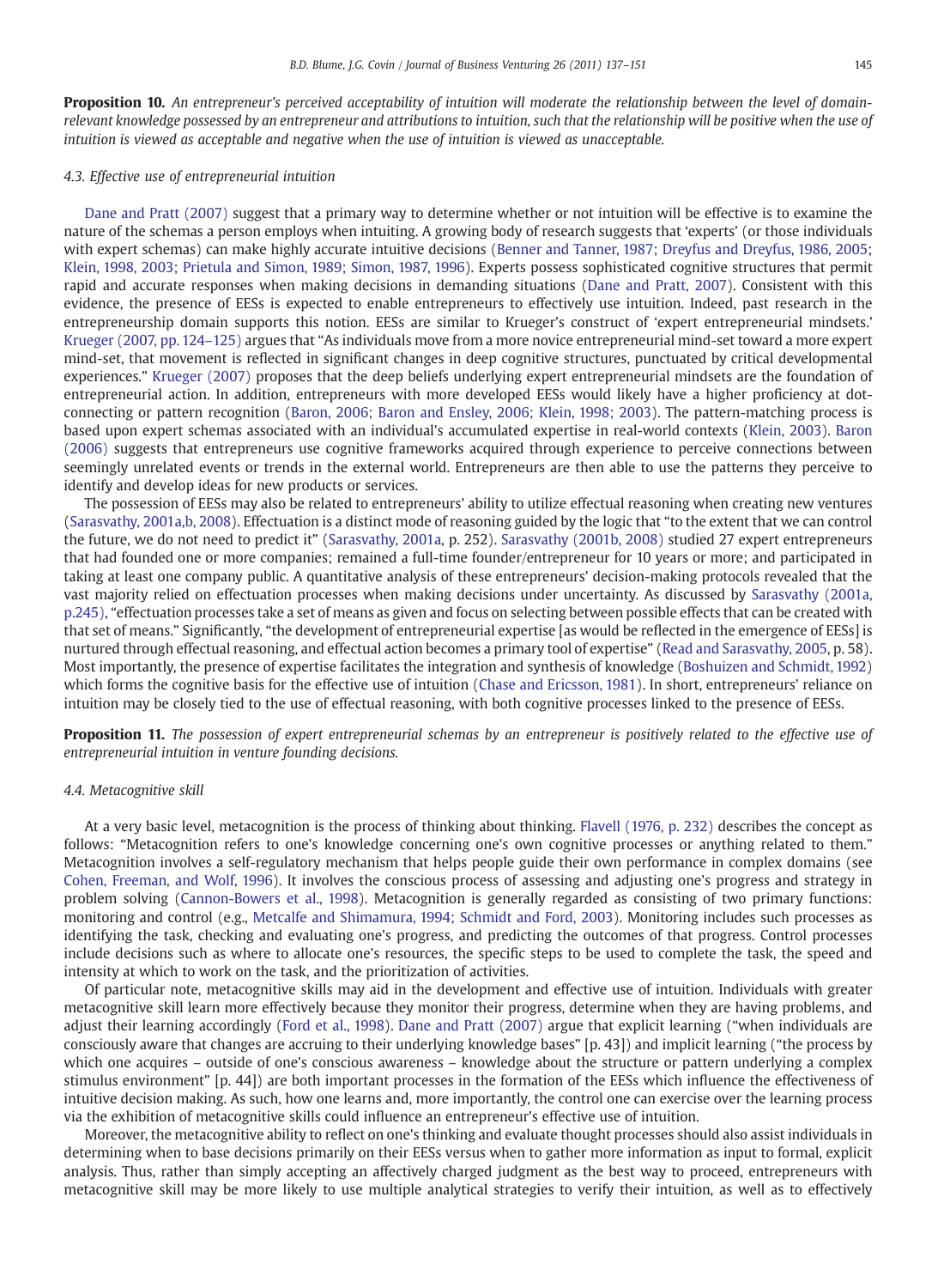**Proposition 10.** *An entrepreneur's perceived acceptability of intuition will moderate the relationship between the level of domain-relevant knowledge possessed by an entrepreneur and attributions to intuition, such that the relationship will be positive when the use of intuition is viewed as acceptable and negative when the use of intuition is viewed as unacceptable.*

### 4.3. Effective use of entrepreneurial intuition

Dane and Pratt (2007) suggest that a primary way to determine whether or not intuition will be effective is to examine the nature of the schemas a person employs when intuiting. A growing body of research suggests that 'experts' (or those individuals with expert schemas) can make highly accurate intuitive decisions (Benner and Tanner, 1987; Dreyfus and Dreyfus, 1986, 2005; Klein, 1998, 2003; Prietula and Simon, 1989; Simon, 1987, 1996). Experts possess sophisticated cognitive structures that permit rapid and accurate responses when making decisions in demanding situations (Dane and Pratt, 2007). Consistent with this evidence, the presence of EESs is expected to enable entrepreneurs to effectively use intuition. Indeed, past research in the entrepreneurship domain supports this notion. EESs are similar to Krueger's construct of 'expert entrepreneurial mindsets.' Krueger (2007, pp. 124–125) argues that "As individuals move from a more novice entrepreneurial mind-set toward a more expert mind-set, that movement is reflected in significant changes in deep cognitive structures, punctuated by critical developmental experiences." Krueger (2007) proposes that the deep beliefs underlying expert entrepreneurial mindsets are the foundation of entrepreneurial action. In addition, entrepreneurs with more developed EESs would likely have a higher proficiency at dot-connecting or pattern recognition (Baron, 2006; Baron and Ensley, 2006; Klein, 1998; 2003). The pattern-matching process is based upon expert schemas associated with an individual's accumulated expertise in real-world contexts (Klein, 2003). Baron (2006) suggests that entrepreneurs use cognitive frameworks acquired through experience to perceive connections between seemingly unrelated events or trends in the external world. Entrepreneurs are then able to use the patterns they perceive to identify and develop ideas for new products or services.

The possession of EESs may also be related to entrepreneurs' ability to utilize effectual reasoning when creating new ventures (Sarasvathy, 2001a,b, 2008). Effectuation is a distinct mode of reasoning guided by the logic that "to the extent that we can control the future, we do not need to predict it" (Sarasvathy, 2001a, p. 252). Sarasvathy (2001b, 2008) studied 27 expert entrepreneurs that had founded one or more companies; remained a full-time founder/entrepreneur for 10 years or more; and participated in taking at least one company public. A quantitative analysis of these entrepreneurs' decision-making protocols revealed that the vast majority relied on effectuation processes when making decisions under uncertainty. As discussed by Sarasvathy (2001a, p.245), "effectuation processes take a set of means as given and focus on selecting between possible effects that can be created with that set of means." Significantly, "the development of entrepreneurial expertise [as would be reflected in the emergence of EESs] is nurtured through effectual reasoning, and effectual action becomes a primary tool of expertise" (Read and Sarasvathy, 2005, p. 58). Most importantly, the presence of expertise facilitates the integration and synthesis of knowledge (Boshuizen and Schmidt, 1992) which forms the cognitive basis for the effective use of intuition (Chase and Ericsson, 1981). In short, entrepreneurs' reliance on intuition may be closely tied to the use of effectual reasoning, with both cognitive processes linked to the presence of EESs.

**Proposition 11.** *The possession of expert entrepreneurial schemas by an entrepreneur is positively related to the effective use of entrepreneurial intuition in venture founding decisions.*

### 4.4. Metacognitive skill

At a very basic level, metacognition is the process of thinking about thinking. Flavell (1976, p. 232) describes the concept as follows: "Metacognition refers to one's knowledge concerning one's own cognitive processes or anything related to them." Metacognition involves a self-regulatory mechanism that helps people guide their own performance in complex domains (see Cohen, Freeman, and Wolf, 1996). It involves the conscious process of assessing and adjusting one's progress and strategy in problem solving (Cannon-Bowers et al., 1998). Metacognition is generally regarded as consisting of two primary functions: monitoring and control (e.g., Metcalfe and Shimamura, 1994; Schmidt and Ford, 2003). Monitoring includes such processes as identifying the task, checking and evaluating one's progress, and predicting the outcomes of that progress. Control processes include decisions such as where to allocate one's resources, the specific steps to be used to complete the task, the speed and intensity at which to work on the task, and the prioritization of activities.

Of particular note, metacognitive skills may aid in the development and effective use of intuition. Individuals with greater metacognitive skill learn more effectively because they monitor their progress, determine when they are having problems, and adjust their learning accordingly (Ford et al., 1998). Dane and Pratt (2007) argue that explicit learning ("when individuals are consciously aware that changes are accruing to their underlying knowledge bases" [p. 43]) and implicit learning ("the process by which one acquires – outside of one's conscious awareness – knowledge about the structure or pattern underlying a complex stimulus environment" [p. 44]) are both important processes in the formation of the EESs which influence the effectiveness of intuitive decision making. As such, how one learns and, more importantly, the control one can exercise over the learning process via the exhibition of metacognitive skills could influence an entrepreneur's effective use of intuition.

Moreover, the metacognitive ability to reflect on one's thinking and evaluate thought processes should also assist individuals in determining when to base decisions primarily on their EESs versus when to gather more information as input to formal, explicit analysis. Thus, rather than simply accepting an affectively charged judgment as the best way to proceed, entrepreneurs with metacognitive skill may be more likely to use multiple analytical strategies to verify their intuition, as well as to effectively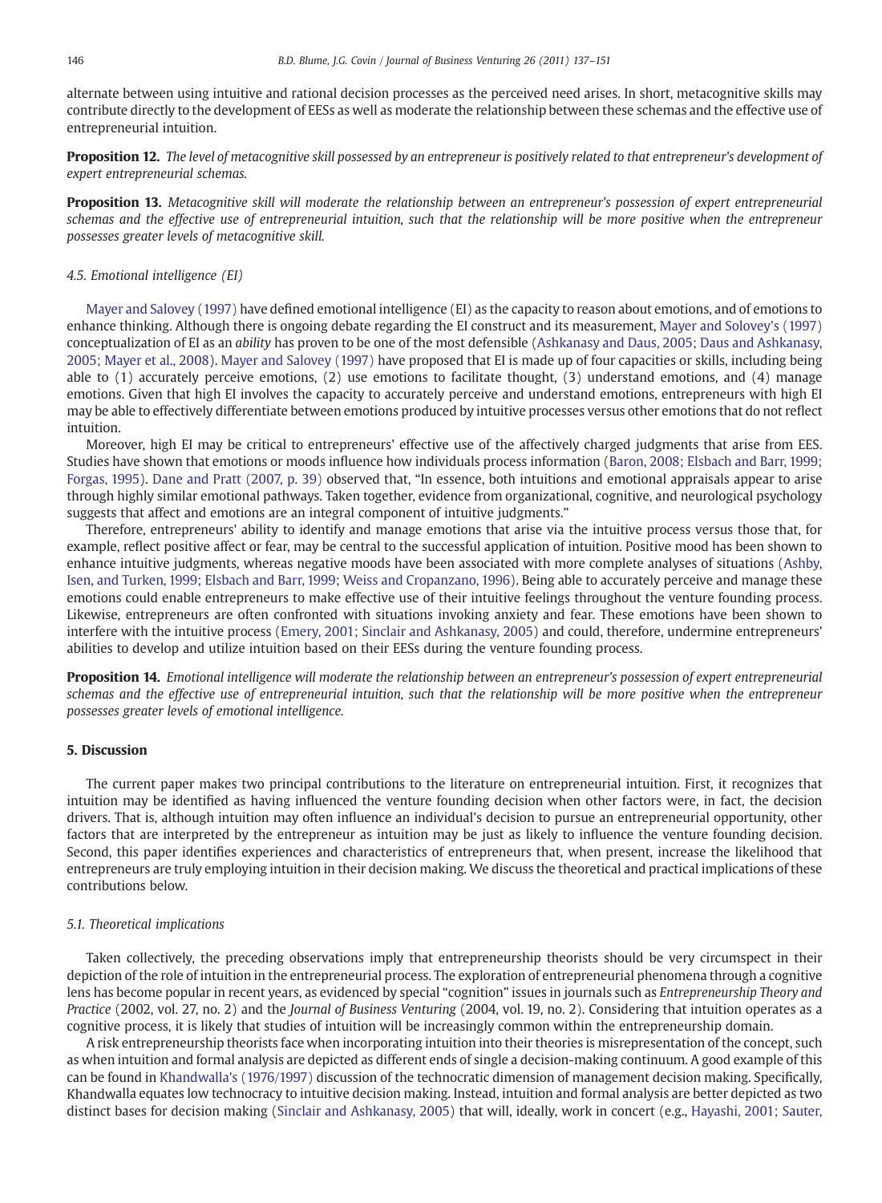alternate between using intuitive and rational decision processes as the perceived need arises. In short, metacognitive skills may contribute directly to the development of EESs as well as moderate the relationship between these schemas and the effective use of entrepreneurial intuition.

**Proposition 12.** *The level of metacognitive skill possessed by an entrepreneur is positively related to that entrepreneur's development of expert entrepreneurial schemas.*

**Proposition 13.** *Metacognitive skill will moderate the relationship between an entrepreneur's possession of expert entrepreneurial schemas and the effective use of entrepreneurial intuition, such that the relationship will be more positive when the entrepreneur possesses greater levels of metacognitive skill.*

### *4.5. Emotional intelligence (EI)*

Mayer and Salovey (1997) have defined emotional intelligence (EI) as the capacity to reason about emotions, and of emotions to enhance thinking. Although there is ongoing debate regarding the EI construct and its measurement, Mayer and Solovey's (1997) conceptualization of EI as an *ability* has proven to be one of the most defensible (Ashkanasy and Daus, 2005; Daus and Ashkanasy, 2005; Mayer et al., 2008). Mayer and Salovey (1997) have proposed that EI is made up of four capacities or skills, including being able to (1) accurately perceive emotions, (2) use emotions to facilitate thought, (3) understand emotions, and (4) manage emotions. Given that high EI involves the capacity to accurately perceive and understand emotions, entrepreneurs with high EI may be able to effectively differentiate between emotions produced by intuitive processes versus other emotions that do not reflect intuition.

Moreover, high EI may be critical to entrepreneurs' effective use of the affectively charged judgments that arise from EES. Studies have shown that emotions or moods influence how individuals process information (Baron, 2008; Elsbach and Barr, 1999; Forgas, 1995). Dane and Pratt (2007, p. 39) observed that, "In essence, both intuitions and emotional appraisals appear to arise through highly similar emotional pathways. Taken together, evidence from organizational, cognitive, and neurological psychology suggests that affect and emotions are an integral component of intuitive judgments."

Therefore, entrepreneurs' ability to identify and manage emotions that arise via the intuitive process versus those that, for example, reflect positive affect or fear, may be central to the successful application of intuition. Positive mood has been shown to enhance intuitive judgments, whereas negative moods have been associated with more complete analyses of situations (Ashby, Isen, and Turken, 1999; Elsbach and Barr, 1999; Weiss and Cropanzano, 1996). Being able to accurately perceive and manage these emotions could enable entrepreneurs to make effective use of their intuitive feelings throughout the venture founding process. Likewise, entrepreneurs are often confronted with situations invoking anxiety and fear. These emotions have been shown to interfere with the intuitive process (Emery, 2001; Sinclair and Ashkanasy, 2005) and could, therefore, undermine entrepreneurs' abilities to develop and utilize intuition based on their EESs during the venture founding process.

**Proposition 14.** *Emotional intelligence will moderate the relationship between an entrepreneur's possession of expert entrepreneurial schemas and the effective use of entrepreneurial intuition, such that the relationship will be more positive when the entrepreneur possesses greater levels of emotional intelligence.*

## 5. Discussion

The current paper makes two principal contributions to the literature on entrepreneurial intuition. First, it recognizes that intuition may be identified as having influenced the venture founding decision when other factors were, in fact, the decision drivers. That is, although intuition may often influence an individual's decision to pursue an entrepreneurial opportunity, other factors that are interpreted by the entrepreneur as intuition may be just as likely to influence the venture founding decision. Second, this paper identifies experiences and characteristics of entrepreneurs that, when present, increase the likelihood that entrepreneurs are truly employing intuition in their decision making. We discuss the theoretical and practical implications of these contributions below.

### *5.1. Theoretical implications*

Taken collectively, the preceding observations imply that entrepreneurship theorists should be very circumspect in their depiction of the role of intuition in the entrepreneurial process. The exploration of entrepreneurial phenomena through a cognitive lens has become popular in recent years, as evidenced by special "cognition" issues in journals such as *Entrepreneurship Theory and Practice* (2002, vol. 27, no. 2) and the *Journal of Business Venturing* (2004, vol. 19, no. 2). Considering that intuition operates as a cognitive process, it is likely that studies of intuition will be increasingly common within the entrepreneurship domain.

A risk entrepreneurship theorists face when incorporating intuition into their theories is misrepresentation of the concept, such as when intuition and formal analysis are depicted as different ends of single a decision-making continuum. A good example of this can be found in Khandwalla's (1976/1997) discussion of the technocratic dimension of management decision making. Specifically, Khandwalla equates low technocracy to intuitive decision making. Instead, intuition and formal analysis are better depicted as two distinct bases for decision making (Sinclair and Ashkanasy, 2005) that will, ideally, work in concert (e.g., Hayashi, 2001; Sauter,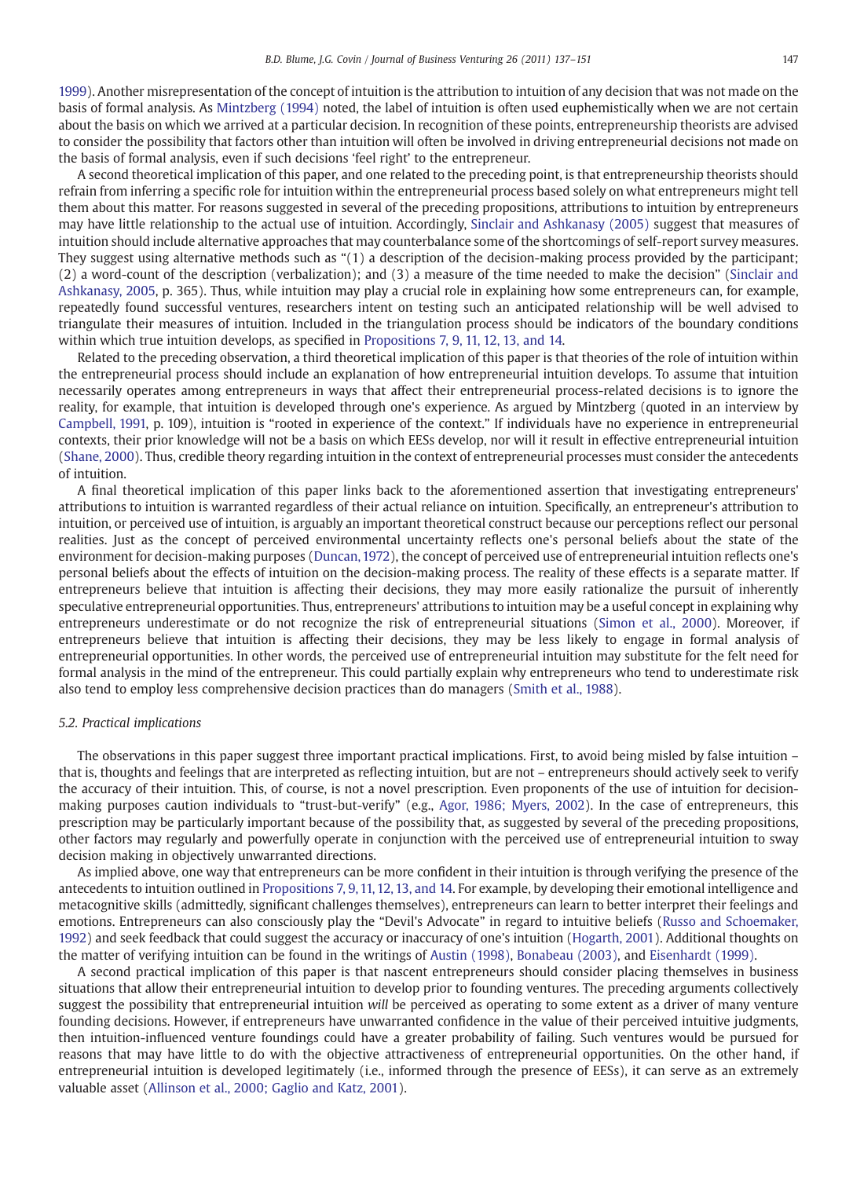1999). Another misrepresentation of the concept of intuition is the attribution to intuition of any decision that was not made on the basis of formal analysis. As Mintzberg (1994) noted, the label of intuition is often used euphemistically when we are not certain about the basis on which we arrived at a particular decision. In recognition of these points, entrepreneurship theorists are advised to consider the possibility that factors other than intuition will often be involved in driving entrepreneurial decisions not made on the basis of formal analysis, even if such decisions 'feel right' to the entrepreneur.

A second theoretical implication of this paper, and one related to the preceding point, is that entrepreneurship theorists should refrain from inferring a specific role for intuition within the entrepreneurial process based solely on what entrepreneurs might tell them about this matter. For reasons suggested in several of the preceding propositions, attributions to intuition by entrepreneurs may have little relationship to the actual use of intuition. Accordingly, Sinclair and Ashkanasy (2005) suggest that measures of intuition should include alternative approaches that may counterbalance some of the shortcomings of self-report survey measures. They suggest using alternative methods such as "(1) a description of the decision-making process provided by the participant; (2) a word-count of the description (verbalization); and (3) a measure of the time needed to make the decision" (Sinclair and Ashkanasy, 2005, p. 365). Thus, while intuition may play a crucial role in explaining how some entrepreneurs can, for example, repeatedly found successful ventures, researchers intent on testing such an anticipated relationship will be well advised to triangulate their measures of intuition. Included in the triangulation process should be indicators of the boundary conditions within which true intuition develops, as specified in Propositions 7, 9, 11, 12, 13, and 14.

Related to the preceding observation, a third theoretical implication of this paper is that theories of the role of intuition within the entrepreneurial process should include an explanation of how entrepreneurial intuition develops. To assume that intuition necessarily operates among entrepreneurs in ways that affect their entrepreneurial process-related decisions is to ignore the reality, for example, that intuition is developed through one's experience. As argued by Mintzberg (quoted in an interview by Campbell, 1991, p. 109), intuition is "rooted in experience of the context." If individuals have no experience in entrepreneurial contexts, their prior knowledge will not be a basis on which EESs develop, nor will it result in effective entrepreneurial intuition (Shane, 2000). Thus, credible theory regarding intuition in the context of entrepreneurial processes must consider the antecedents of intuition.

A final theoretical implication of this paper links back to the aforementioned assertion that investigating entrepreneurs' attributions to intuition is warranted regardless of their actual reliance on intuition. Specifically, an entrepreneur's attribution to intuition, or perceived use of intuition, is arguably an important theoretical construct because our perceptions reflect our personal realities. Just as the concept of perceived environmental uncertainty reflects one's personal beliefs about the state of the environment for decision-making purposes (Duncan, 1972), the concept of perceived use of entrepreneurial intuition reflects one's personal beliefs about the effects of intuition on the decision-making process. The reality of these effects is a separate matter. If entrepreneurs believe that intuition is affecting their decisions, they may more easily rationalize the pursuit of inherently speculative entrepreneurial opportunities. Thus, entrepreneurs' attributions to intuition may be a useful concept in explaining why entrepreneurs underestimate or do not recognize the risk of entrepreneurial situations (Simon et al., 2000). Moreover, if entrepreneurs believe that intuition is affecting their decisions, they may be less likely to engage in formal analysis of entrepreneurial opportunities. In other words, the perceived use of entrepreneurial intuition may substitute for the felt need for formal analysis in the mind of the entrepreneur. This could partially explain why entrepreneurs who tend to underestimate risk also tend to employ less comprehensive decision practices than do managers (Smith et al., 1988).

### 5.2. Practical implications

The observations in this paper suggest three important practical implications. First, to avoid being misled by false intuition – that is, thoughts and feelings that are interpreted as reflecting intuition, but are not – entrepreneurs should actively seek to verify the accuracy of their intuition. This, of course, is not a novel prescription. Even proponents of the use of intuition for decision-making purposes caution individuals to "trust-but-verify" (e.g., Agor, 1986; Myers, 2002). In the case of entrepreneurs, this prescription may be particularly important because of the possibility that, as suggested by several of the preceding propositions, other factors may regularly and powerfully operate in conjunction with the perceived use of entrepreneurial intuition to sway decision making in objectively unwarranted directions.

As implied above, one way that entrepreneurs can be more confident in their intuition is through verifying the presence of the antecedents to intuition outlined in Propositions 7, 9, 11, 12, 13, and 14. For example, by developing their emotional intelligence and metacognitive skills (admittedly, significant challenges themselves), entrepreneurs can learn to better interpret their feelings and emotions. Entrepreneurs can also consciously play the "Devil's Advocate" in regard to intuitive beliefs (Russo and Schoemaker, 1992) and seek feedback that could suggest the accuracy or inaccuracy of one's intuition (Hogarth, 2001). Additional thoughts on the matter of verifying intuition can be found in the writings of Austin (1998), Bonabeau (2003), and Eisenhardt (1999).

A second practical implication of this paper is that nascent entrepreneurs should consider placing themselves in business situations that allow their entrepreneurial intuition to develop prior to founding ventures. The preceding arguments collectively suggest the possibility that entrepreneurial intuition *will* be perceived as operating to some extent as a driver of many venture founding decisions. However, if entrepreneurs have unwarranted confidence in the value of their perceived intuitive judgments, then intuition-influenced venture foundings could have a greater probability of failing. Such ventures would be pursued for reasons that may have little to do with the objective attractiveness of entrepreneurial opportunities. On the other hand, if entrepreneurial intuition is developed legitimately (i.e., informed through the presence of EESs), it can serve as an extremely valuable asset (Allinson et al., 2000; Gaglio and Katz, 2001).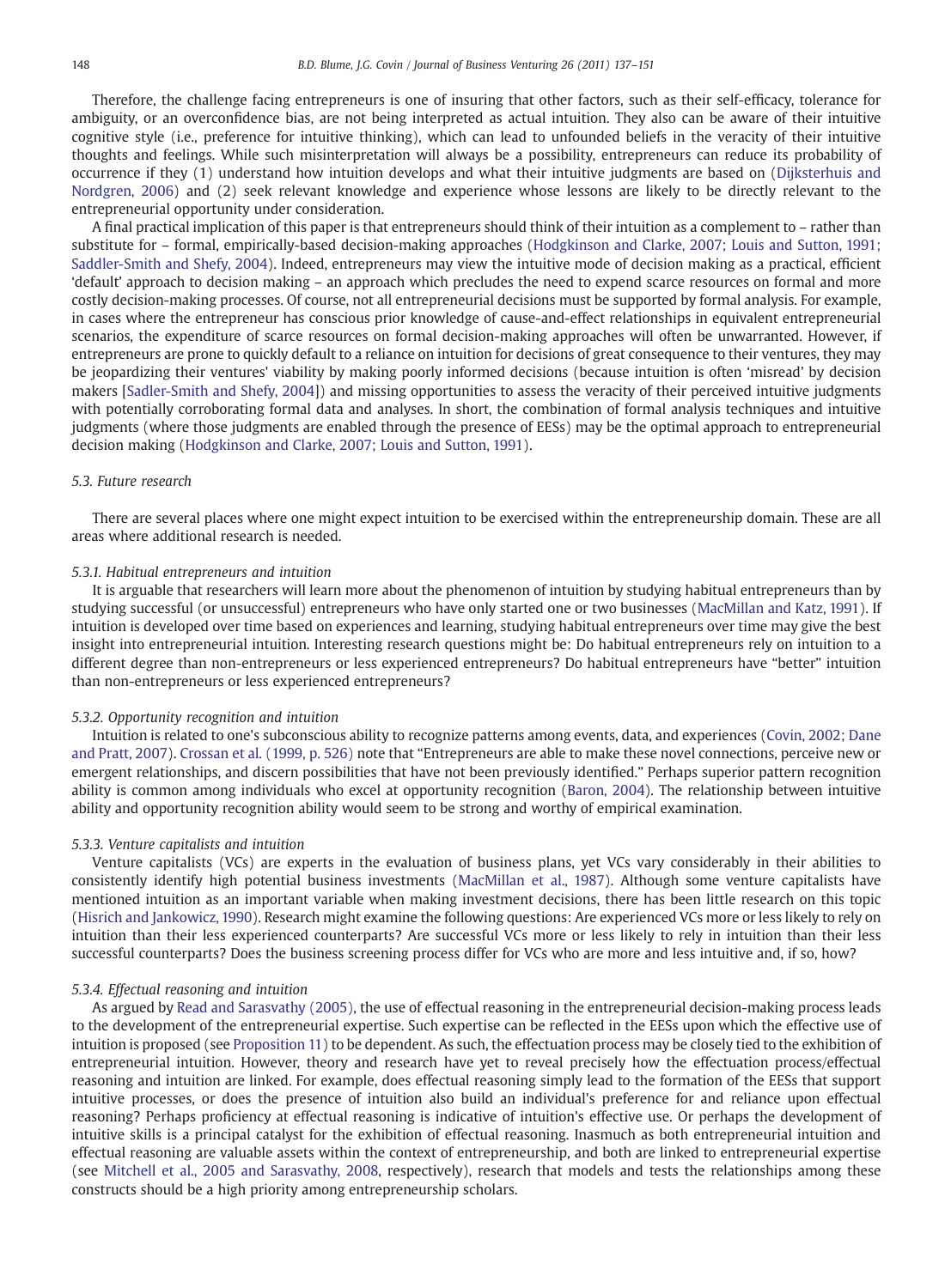Therefore, the challenge facing entrepreneurs is one of insuring that other factors, such as their self-efficacy, tolerance for ambiguity, or an overconfidence bias, are not being interpreted as actual intuition. They also can be aware of their intuitive cognitive style (i.e., preference for intuitive thinking), which can lead to unfounded beliefs in the veracity of their intuitive thoughts and feelings. While such misinterpretation will always be a possibility, entrepreneurs can reduce its probability of occurrence if they (1) understand how intuition develops and what their intuitive judgments are based on (Dijksterhuis and Nordgren, 2006) and (2) seek relevant knowledge and experience whose lessons are likely to be directly relevant to the entrepreneurial opportunity under consideration.

A final practical implication of this paper is that entrepreneurs should think of their intuition as a complement to – rather than substitute for – formal, empirically-based decision-making approaches (Hodgkinson and Clarke, 2007; Louis and Sutton, 1991; Saddler-Smith and Shefy, 2004). Indeed, entrepreneurs may view the intuitive mode of decision making as a practical, efficient 'default' approach to decision making – an approach which precludes the need to expend scarce resources on formal and more costly decision-making processes. Of course, not all entrepreneurial decisions must be supported by formal analysis. For example, in cases where the entrepreneur has conscious prior knowledge of cause-and-effect relationships in equivalent entrepreneurial scenarios, the expenditure of scarce resources on formal decision-making approaches will often be unwarranted. However, if entrepreneurs are prone to quickly default to a reliance on intuition for decisions of great consequence to their ventures, they may be jeopardizing their ventures' viability by making poorly informed decisions (because intuition is often 'misread' by decision makers [Sadler-Smith and Shefy, 2004]) and missing opportunities to assess the veracity of their perceived intuitive judgments with potentially corroborating formal data and analyses. In short, the combination of formal analysis techniques and intuitive judgments (where those judgments are enabled through the presence of EESs) may be the optimal approach to entrepreneurial decision making (Hodgkinson and Clarke, 2007; Louis and Sutton, 1991).

### 5.3. Future research

There are several places where one might expect intuition to be exercised within the entrepreneurship domain. These are all areas where additional research is needed.

#### 5.3.1. Habitual entrepreneurs and intuition

It is arguable that researchers will learn more about the phenomenon of intuition by studying habitual entrepreneurs than by studying successful (or unsuccessful) entrepreneurs who have only started one or two businesses (MacMillan and Katz, 1991). If intuition is developed over time based on experiences and learning, studying habitual entrepreneurs over time may give the best insight into entrepreneurial intuition. Interesting research questions might be: Do habitual entrepreneurs rely on intuition to a different degree than non-entrepreneurs or less experienced entrepreneurs? Do habitual entrepreneurs have "better" intuition than non-entrepreneurs or less experienced entrepreneurs?

#### 5.3.2. Opportunity recognition and intuition

Intuition is related to one's subconscious ability to recognize patterns among events, data, and experiences (Covin, 2002; Dane and Pratt, 2007). Crossan et al. (1999, p. 526) note that "Entrepreneurs are able to make these novel connections, perceive new or emergent relationships, and discern possibilities that have not been previously identified." Perhaps superior pattern recognition ability is common among individuals who excel at opportunity recognition (Baron, 2004). The relationship between intuitive ability and opportunity recognition ability would seem to be strong and worthy of empirical examination.

#### 5.3.3. Venture capitalists and intuition

Venture capitalists (VCs) are experts in the evaluation of business plans, yet VCs vary considerably in their abilities to consistently identify high potential business investments (MacMillan et al., 1987). Although some venture capitalists have mentioned intuition as an important variable when making investment decisions, there has been little research on this topic (Hisrich and Jankowicz, 1990). Research might examine the following questions: Are experienced VCs more or less likely to rely on intuition than their less experienced counterparts? Are successful VCs more or less likely to rely in intuition than their less successful counterparts? Does the business screening process differ for VCs who are more and less intuitive and, if so, how?

#### 5.3.4. Effectual reasoning and intuition

As argued by Read and Sarasvathy (2005), the use of effectual reasoning in the entrepreneurial decision-making process leads to the development of the entrepreneurial expertise. Such expertise can be reflected in the EESs upon which the effective use of intuition is proposed (see Proposition 11) to be dependent. As such, the effectuation process may be closely tied to the exhibition of entrepreneurial intuition. However, theory and research have yet to reveal precisely how the effectuation process/effectual reasoning and intuition are linked. For example, does effectual reasoning simply lead to the formation of the EESs that support intuitive processes, or does the presence of intuition also build an individual's preference for and reliance upon effectual reasoning? Perhaps proficiency at effectual reasoning is indicative of intuition's effective use. Or perhaps the development of intuitive skills is a principal catalyst for the exhibition of effectual reasoning. Inasmuch as both entrepreneurial intuition and effectual reasoning are valuable assets within the context of entrepreneurship, and both are linked to entrepreneurial expertise (see Mitchell et al., 2005 and Sarasvathy, 2008, respectively), research that models and tests the relationships among these constructs should be a high priority among entrepreneurship scholars.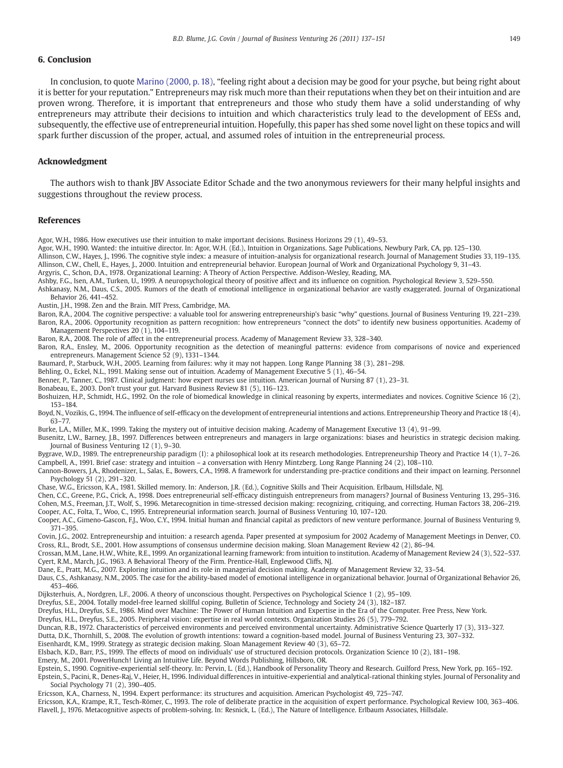## 6. Conclusion

In conclusion, to quote Marino (2000, p. 18), "feeling right about a decision may be good for your psyche, but being right about it is better for your reputation." Entrepreneurs may risk much more than their reputations when they bet on their intuition and are proven wrong. Therefore, it is important that entrepreneurs and those who study them have a solid understanding of why entrepreneurs may attribute their decisions to intuition and which characteristics truly lead to the development of EESs and, subsequently, the effective use of entrepreneurial intuition. Hopefully, this paper has shed some novel light on these topics and will spark further discussion of the proper, actual, and assumed roles of intuition in the entrepreneurial process.

## Acknowledgment

The authors wish to thank JBV Associate Editor Schade and the two anonymous reviewers for their many helpful insights and suggestions throughout the review process.

## References

Agor, W.H., 1986. How executives use their intuition to make important decisions. Business Horizons 29 (1), 49–53.

Agor, W.H., 1990. Wanted: the intuitive director. In: Agor, W.H. (Ed.), Intuition in Organizations. Sage Publications, Newbury Park, CA, pp. 125–130.

Allinson, C.W., Hayes, J., 1996. The cognitive style index: a measure of intuition-analysis for organizational research. Journal of Management Studies 33, 119–135.

Allinson, C.W., Chell, E., Hayes, J., 2000. Intuition and entrepreneurial behavior. European Journal of Work and Organizational Psychology 9, 31–43.

Argyris, C., Schon, D.A., 1978. Organizational Learning: A Theory of Action Perspective. Addison-Wesley, Reading, MA.

Ashby, F.G., Isen, A.M., Turken, U., 1999. A neuropsychological theory of positive affect and its influence on cognition. Psychological Review 3, 529–550.

Ashkanasy, N.M., Daus, C.S., 2005. Rumors of the death of emotional intelligence in organizational behavior are vastly exaggerated. Journal of Organizational Behavior 26, 441–452.

Austin, J.H., 1998. Zen and the Brain. MIT Press, Cambridge, MA.

Baron, R.A., 2004. The cognitive perspective: a valuable tool for answering entrepreneurship's basic "why" questions. Journal of Business Venturing 19, 221–239.

Baron, R.A., 2006. Opportunity recognition as pattern recognition: how entrepreneurs "connect the dots" to identify new business opportunities. Academy of Management Perspectives 20 (1), 104–119.

Baron, R.A., 2008. The role of affect in the entrepreneurial process. Academy of Management Review 33, 328–340.

Baron, R.A., Ensley, M., 2006. Opportunity recognition as the detection of meaningful patterns: evidence from comparisons of novice and experienced entrepreneurs. Management Science 52 (9), 1331–1344.

Baumard, P., Starbuck, W.H., 2005. Learning from failures: why it may not happen. Long Range Planning 38 (3), 281–298.

Behling, O., Eckel, N.L., 1991. Making sense out of intuition. Academy of Management Executive 5 (1), 46–54.

Benner, P., Tanner, C., 1987. Clinical judgment: how expert nurses use intuition. American Journal of Nursing 87 (1), 23–31.

Bonabeau, E., 2003. Don't trust your gut. Harvard Business Review 81 (5), 116–123.

Boshuizen, H.P., Schmidt, H.G., 1992. On the role of biomedical knowledge in clinical reasoning by experts, intermediates and novices. Cognitive Science 16 (2), 153–184.

Boyd, N., Vozikis, G., 1994. The influence of self-efficacy on the development of entrepreneurial intentions and actions. Entrepreneurship Theory and Practice 18 (4), 63–77.

Burke, L.A., Miller, M.K., 1999. Taking the mystery out of intuitive decision making. Academy of Management Executive 13 (4), 91–99.

Busenitz, L.W., Barney, J.B., 1997. Differences between entrepreneurs and managers in large organizations: biases and heuristics in strategic decision making. Journal of Business Venturing 12 (1), 9–30.

Bygrave, W.D., 1989. The entrepreneurship paradigm (I): a philosophical look at its research methodologies. Entrepreneurship Theory and Practice 14 (1), 7–26.

Campbell, A., 1991. Brief case: strategy and intuition – a conversation with Henry Mintzberg. Long Range Planning 24 (2), 108–110.

Cannon-Bowers, J.A., Rhodenizer, L., Salas, E., Bowers, C.A., 1998. A framework for understanding pre-practice conditions and their impact on learning. Personnel Psychology 51 (2), 291–320.

Chase, W.G., Ericsson, K.A., 1981. Skilled memory. In: Anderson, J.R. (Ed.), Cognitive Skills and Their Acquisition. Erlbaum, Hillsdale, NJ.

Chen, C.C., Greene, P.G., Crick, A., 1998. Does entrepreneurial self-efficacy distinguish entrepreneurs from managers? Journal of Business Venturing 13, 295–316.

Cohen, M.S., Freeman, J.T., Wolf, S., 1996. Metarecognition in time-stressed decision making: recognizing, critiquing, and correcting. Human Factors 38, 206–219.

Cooper, A.C., Folta, T., Woo, C., 1995. Entrepreneurial information search. Journal of Business Venturing 10, 107–120.

Cooper, A.C., Gimeno-Gascon, F.J., Woo, C.Y., 1994. Initial human and financial capital as predictors of new venture performance. Journal of Business Venturing 9, 371–395.

Covin, J.G., 2002. Entrepreneurship and intuition: a research agenda. Paper presented at symposium for 2002 Academy of Management Meetings in Denver, CO.

Cross, R.L., Brodt, S.E., 2001. How assumptions of consensus undermine decision making. Sloan Management Review 42 (2), 86–94.

Crossan, M.M., Lane, H.W., White, R.E., 1999. An organizational learning framework: from intuition to institution. Academy of Management Review 24 (3), 522–537.

Cyert, R.M., March, J.G., 1963. A Behavioral Theory of the Firm. Prentice-Hall, Englewood Cliffs, NJ.

Dane, E., Pratt, M.G., 2007. Exploring intuition and its role in managerial decision making. Academy of Management Review 32, 33–54.

Daus, C.S., Ashkanasy, N.M., 2005. The case for the ability-based model of emotional intelligence in organizational behavior. Journal of Organizational Behavior 26, 453–466.

Dijksterhuis, A., Nordgren, L.F., 2006. A theory of unconscious thought. Perspectives on Psychological Science 1 (2), 95–109.

Dreyfus, S.E., 2004. Totally model-free learned skillful coping. Bulletin of Science, Technology and Society 24 (3), 182–187.

Dreyfus, H.L., Dreyfus, S.E., 1986. Mind over Machine: The Power of Human Intuition and Expertise in the Era of the Computer. Free Press, New York.

Dreyfus, H.L., Dreyfus, S.E., 2005. Peripheral vision: expertise in real world contexts. Organization Studies 26 (5), 779–792.

Duncan, R.B., 1972. Characteristics of perceived environments and perceived environmental uncertainty. Administrative Science Quarterly 17 (3), 313–327.

Dutta, D.K., Thornhill, S., 2008. The evolution of growth intentions: toward a cognition-based model. Journal of Business Venturing 23, 307–332.

Eisenhardt, K.M., 1999. Strategy as strategic decision making. Sloan Management Review 40 (3), 65–72.

Elsbach, K.D., Barr, P.S., 1999. The effects of mood on individuals' use of structured decision protocols. Organization Science 10 (2), 181–198.

Emery, M., 2001. PowerHunch! Living an Intuitive Life. Beyond Words Publishing, Hillsboro, OR.

Epstein, S., 1990. Cognitive-experiential self-theory. In: Pervin, L. (Ed.), Handbook of Personality Theory and Research. Guilford Press, New York, pp. 165–192.

Epstein, S., Pacini, R., Denes-Raj, V., Heier, H., 1996. Individual differences in intuitive-experiential and analytical-rational thinking styles. Journal of Personality and Social Psychology 71 (2), 390–405.

Ericsson, K.A., Charness, N., 1994. Expert performance: its structures and acquisition. American Psychologist 49, 725–747.

Ericsson, K.A., Krampe, R.T., Tesch-Römer, C., 1993. The role of deliberate practice in the acquisition of expert performance. Psychological Review 100, 363–406.

Flavell, J., 1976. Metacognitive aspects of problem-solving. In: Resnick, L. (Ed.), The Nature of Intelligence. Erlbaum Associates, Hillsdale.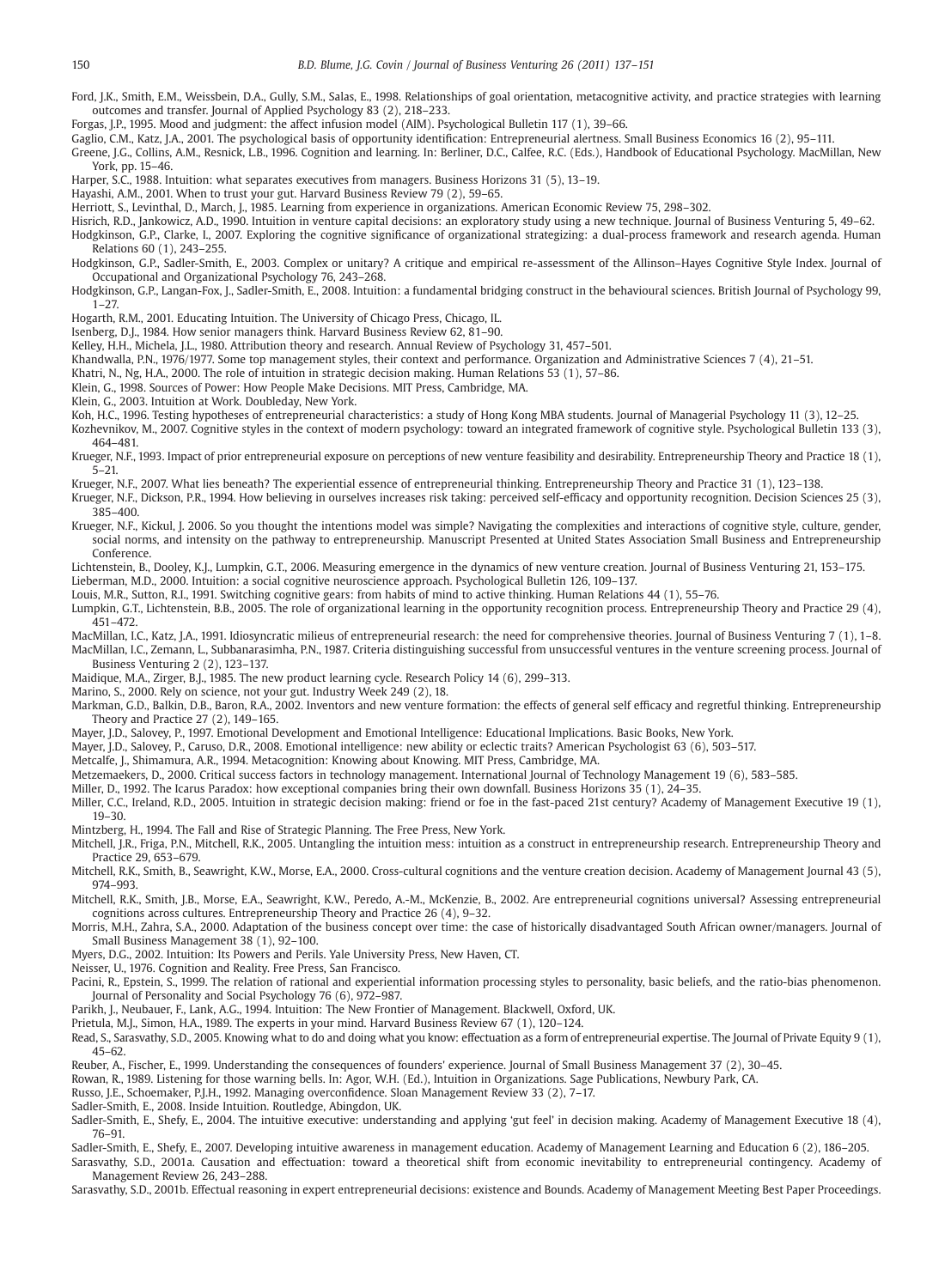Ford, J.K., Smith, E.M., Weissbein, D.A., Gully, S.M., Salas, E., 1998. Relationships of goal orientation, metacognitive activity, and practice strategies with learning outcomes and transfer. Journal of Applied Psychology 83 (2), 218–233.

Forgas, J.P., 1995. Mood and judgment: the affect infusion model (AIM). Psychological Bulletin 117 (1), 39–66.

Gaglio, C.M., Katz, J.A., 2001. The psychological basis of opportunity identification: Entrepreneurial alertness. Small Business Economics 16 (2), 95–111.

Greene, J.G., Collins, A.M., Resnick, L.B., 1996. Cognition and learning. In: Berliner, D.C., Calfee, R.C. (Eds.), Handbook of Educational Psychology. MacMillan, New York, pp. 15–46.

Harper, S.C., 1988. Intuition: what separates executives from managers. Business Horizons 31 (5), 13–19.

Hayashi, A.M., 2001. When to trust your gut. Harvard Business Review 79 (2), 59–65.

Herriott, S., Levinthal, D., March, J., 1985. Learning from experience in organizations. American Economic Review 75, 298–302.

Hisrich, R.D., Jankowicz, A.D., 1990. Intuition in venture capital decisions: an exploratory study using a new technique. Journal of Business Venturing 5, 49–62.

Hodgkinson, G.P., Clarke, I., 2007. Exploring the cognitive significance of organizational strategizing: a dual-process framework and research agenda. Human Relations 60 (1), 243–255.

Hodgkinson, G.P., Sadler-Smith, E., 2003. Complex or unitary? A critique and empirical re-assessment of the Allinson–Hayes Cognitive Style Index. Journal of Occupational and Organizational Psychology 76, 243–268.

Hodgkinson, G.P., Langan-Fox, J., Sadler-Smith, E., 2008. Intuition: a fundamental bridging construct in the behavioural sciences. British Journal of Psychology 99, 1–27.

Hogarth, R.M., 2001. Educating Intuition. The University of Chicago Press, Chicago, IL.

Isenberg, D.J., 1984. How senior managers think. Harvard Business Review 62, 81–90.

Kelley, H.H., Michela, J.L., 1980. Attribution theory and research. Annual Review of Psychology 31, 457–501.

Khandwalla, P.N., 1976/1977. Some top management styles, their context and performance. Organization and Administrative Sciences 7 (4), 21–51.

Khatri, N., Ng, H.A., 2000. The role of intuition in strategic decision making. Human Relations 53 (1), 57–86.

Klein, G., 1998. Sources of Power: How People Make Decisions. MIT Press, Cambridge, MA.

Klein, G., 2003. Intuition at Work. Doubleday, New York.

Koh, H.C., 1996. Testing hypotheses of entrepreneurial characteristics: a study of Hong Kong MBA students. Journal of Managerial Psychology 11 (3), 12–25.

Kozhevnikov, M., 2007. Cognitive styles in the context of modern psychology: toward an integrated framework of cognitive style. Psychological Bulletin 133 (3), 464–481.

Krueger, N.F., 1993. Impact of prior entrepreneurial exposure on perceptions of new venture feasibility and desirability. Entrepreneurship Theory and Practice 18 (1), 5–21.

Krueger, N.F., 2007. What lies beneath? The experiential essence of entrepreneurial thinking. Entrepreneurship Theory and Practice 31 (1), 123–138.

Krueger, N.F., Dickson, P.R., 1994. How believing in ourselves increases risk taking: perceived self-efficacy and opportunity recognition. Decision Sciences 25 (3), 385–400.

Krueger, N.F., Kickul, J. 2006. So you thought the intentions model was simple? Navigating the complexities and interactions of cognitive style, culture, gender, social norms, and intensity on the pathway to entrepreneurship. Manuscript Presented at United States Association Small Business and Entrepreneurship Conference.

Lichtenstein, B., Dooley, K.J., Lumpkin, G.T., 2006. Measuring emergence in the dynamics of new venture creation. Journal of Business Venturing 21, 153–175.

Lieberman, M.D., 2000. Intuition: a social cognitive neuroscience approach. Psychological Bulletin 126, 109–137.

Louis, M.R., Sutton, R.I., 1991. Switching cognitive gears: from habits of mind to active thinking. Human Relations 44 (1), 55–76.

Lumpkin, G.T., Lichtenstein, B.B., 2005. The role of organizational learning in the opportunity recognition process. Entrepreneurship Theory and Practice 29 (4), 451–472.

MacMillan, I.C., Katz, J.A., 1991. Idiosyncratic milieus of entrepreneurial research: the need for comprehensive theories. Journal of Business Venturing 7 (1), 1–8.

MacMillan, I.C., Zemann, L., Subbanarasimha, P.N., 1987. Criteria distinguishing successful from unsuccessful ventures in the venture screening process. Journal of Business Venturing 2 (2), 123–137.

Maidique, M.A., Zirger, B.J., 1985. The new product learning cycle. Research Policy 14 (6), 299–313.

Marino, S., 2000. Rely on science, not your gut. Industry Week 249 (2), 18.

Markman, G.D., Balkin, D.B., Baron, R.A., 2002. Inventors and new venture formation: the effects of general self efficacy and regretful thinking. Entrepreneurship Theory and Practice 27 (2), 149–165.

Mayer, J.D., Salovey, P., 1997. Emotional Development and Emotional Intelligence: Educational Implications. Basic Books, New York.

Mayer, J.D., Salovey, P., Caruso, D.R., 2008. Emotional intelligence: new ability or eclectic traits? American Psychologist 63 (6), 503–517.

Metcalfe, J., Shimamura, A.R., 1994. Metacognition: Knowing about Knowing. MIT Press, Cambridge, MA.

Metzemaekers, D., 2000. Critical success factors in technology management. International Journal of Technology Management 19 (6), 583–585.

Miller, D., 1992. The Icarus Paradox: how exceptional companies bring their own downfall. Business Horizons 35 (1), 24–35.

Miller, C.C., Ireland, R.D., 2005. Intuition in strategic decision making: friend or foe in the fast-paced 21st century? Academy of Management Executive 19 (1), 19–30.

Mintzberg, H., 1994. The Fall and Rise of Strategic Planning. The Free Press, New York.

Mitchell, J.R., Friga, P.N., Mitchell, R.K., 2005. Untangling the intuition mess: intuition as a construct in entrepreneurship research. Entrepreneurship Theory and Practice 29, 653–679.

Mitchell, R.K., Smith, B., Seawright, K.W., Morse, E.A., 2000. Cross-cultural cognitions and the venture creation decision. Academy of Management Journal 43 (5), 974–993.

Mitchell, R.K., Smith, J.B., Morse, E.A., Seawright, K.W., Peredo, A.-M., McKenzie, B., 2002. Are entrepreneurial cognitions universal? Assessing entrepreneurial cognitions across cultures. Entrepreneurship Theory and Practice 26 (4), 9–32.

Morris, M.H., Zahra, S.A., 2000. Adaptation of the business concept over time: the case of historically disadvantaged South African owner/managers. Journal of Small Business Management 38 (1), 92–100.

Myers, D.G., 2002. Intuition: Its Powers and Perils. Yale University Press, New Haven, CT.

Neisser, U., 1976. Cognition and Reality. Free Press, San Francisco.

Pacini, R., Epstein, S., 1999. The relation of rational and experiential information processing styles to personality, basic beliefs, and the ratio-bias phenomenon. Journal of Personality and Social Psychology 76 (6), 972–987.

Parikh, J., Neubauer, F., Lank, A.G., 1994. Intuition: The New Frontier of Management. Blackwell, Oxford, UK.

Prietula, M.J., Simon, H.A., 1989. The experts in your mind. Harvard Business Review 67 (1), 120–124.

Read, S., Sarasvathy, S.D., 2005. Knowing what to do and doing what you know: effectuation as a form of entrepreneurial expertise. The Journal of Private Equity 9 (1), 45–62.

Reuber, A., Fischer, E., 1999. Understanding the consequences of founders' experience. Journal of Small Business Management 37 (2), 30–45.

Rowan, R., 1989. Listening for those warning bells. In: Agor, W.H. (Ed.), Intuition in Organizations. Sage Publications, Newbury Park, CA.

Russo, J.E., Schoemaker, P.J.H., 1992. Managing overconfidence. Sloan Management Review 33 (2), 7–17.

Sadler-Smith, E., 2008. Inside Intuition. Routledge, Abingdon, UK.

Sadler-Smith, E., Shefy, E., 2004. The intuitive executive: understanding and applying 'gut feel' in decision making. Academy of Management Executive 18 (4), 76–91.

Sadler-Smith, E., Shefy, E., 2007. Developing intuitive awareness in management education. Academy of Management Learning and Education 6 (2), 186–205.

Sarasvathy, S.D., 2001a. Causation and effectuation: toward a theoretical shift from economic inevitability to entrepreneurial contingency. Academy of Management Review 26, 243–288.

Sarasvathy, S.D., 2001b. Effectual reasoning in expert entrepreneurial decisions: existence and Bounds. Academy of Management Meeting Best Paper Proceedings.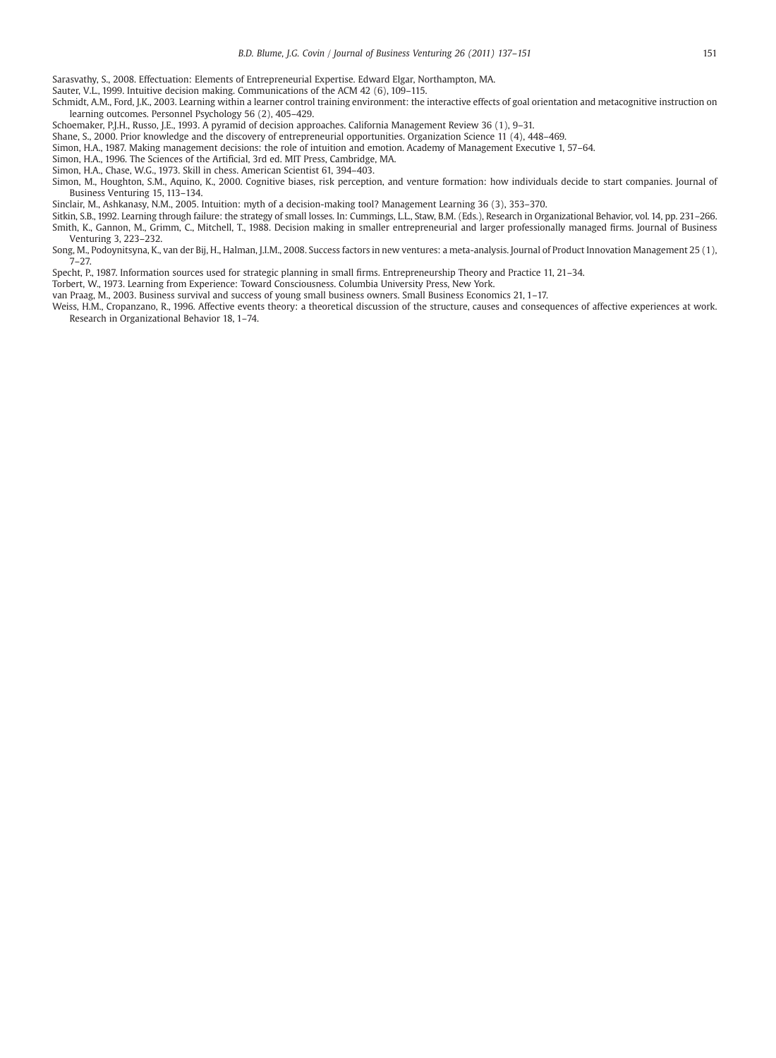Sarasvathy, S., 2008. Effectuation: Elements of Entrepreneurial Expertise. Edward Elgar, Northampton, MA.

Sauter, V.L., 1999. Intuitive decision making. Communications of the ACM 42 (6), 109–115.

Schmidt, A.M., Ford, J.K., 2003. Learning within a learner control training environment: the interactive effects of goal orientation and metacognitive instruction on learning outcomes. Personnel Psychology 56 (2), 405–429.

Schoemaker, P.J.H., Russo, J.E., 1993. A pyramid of decision approaches. California Management Review 36 (1), 9–31.

Shane, S., 2000. Prior knowledge and the discovery of entrepreneurial opportunities. Organization Science 11 (4), 448–469.

Simon, H.A., 1987. Making management decisions: the role of intuition and emotion. Academy of Management Executive 1, 57–64.

Simon, H.A., 1996. The Sciences of the Artificial, 3rd ed. MIT Press, Cambridge, MA.

Simon, H.A., Chase, W.G., 1973. Skill in chess. American Scientist 61, 394–403.

Simon, M., Houghton, S.M., Aquino, K., 2000. Cognitive biases, risk perception, and venture formation: how individuals decide to start companies. Journal of Business Venturing 15, 113–134.

Sinclair, M., Ashkanasy, N.M., 2005. Intuition: myth of a decision-making tool? Management Learning 36 (3), 353–370.

Sitkin, S.B., 1992. Learning through failure: the strategy of small losses. In: Cummings, L.L., Staw, B.M. (Eds.), Research in Organizational Behavior, vol. 14, pp. 231–266.

Smith, K., Gannon, M., Grimm, C., Mitchell, T., 1988. Decision making in smaller entrepreneurial and larger professionally managed firms. Journal of Business Venturing 3, 223–232.

Song, M., Podoynitsyna, K., van der Bij, H., Halman, J.I.M., 2008. Success factors in new ventures: a meta-analysis. Journal of Product Innovation Management 25 (1), 7–27.

Specht, P., 1987. Information sources used for strategic planning in small firms. Entrepreneurship Theory and Practice 11, 21–34.

Torbert, W., 1973. Learning from Experience: Toward Consciousness. Columbia University Press, New York.

van Praag, M., 2003. Business survival and success of young small business owners. Small Business Economics 21, 1–17.

Weiss, H.M., Cropanzano, R., 1996. Affective events theory: a theoretical discussion of the structure, causes and consequences of affective experiences at work. Research in Organizational Behavior 18, 1–74.